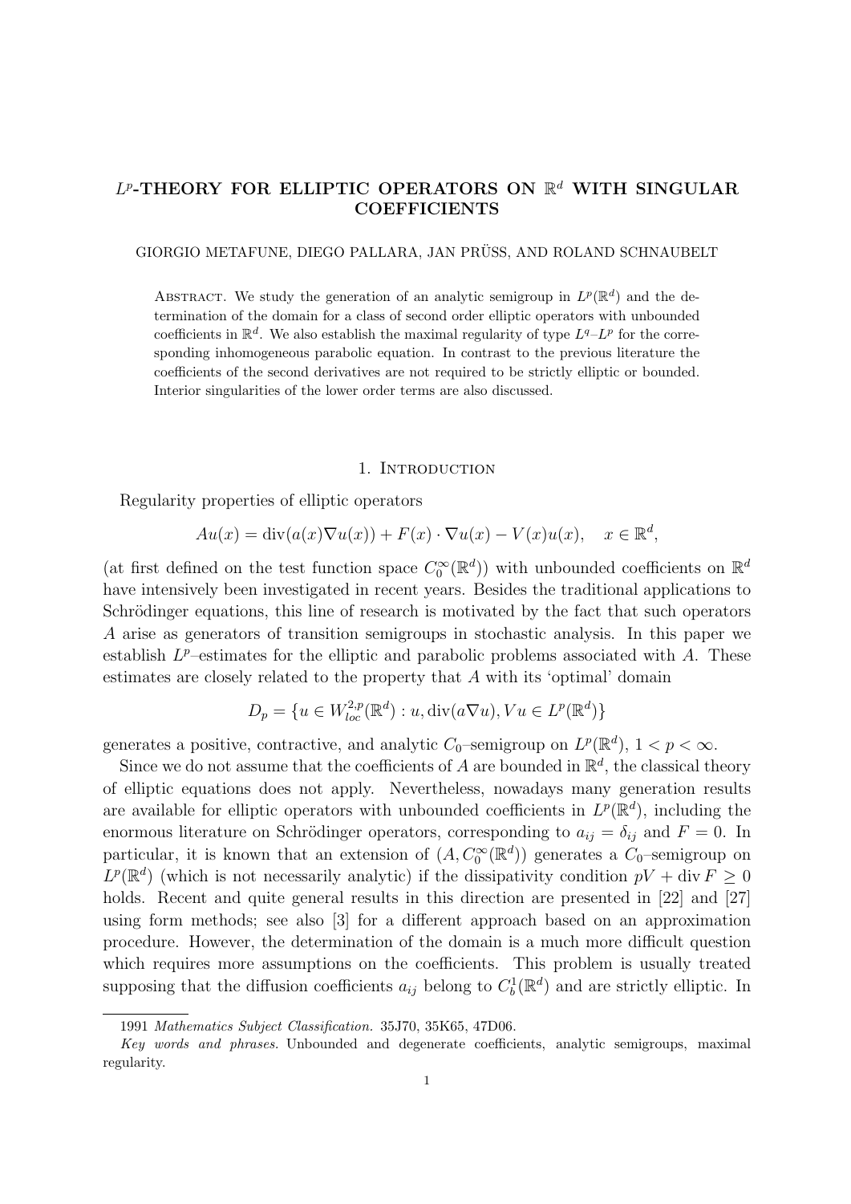# $L^p$-THEORY FOR ELLIPTIC OPERATORS ON $\mathbb{R}^d$ WITH SINGULAR COEFFICIENTS

GIORGIO METAFUNE, DIEGO PALLARA, JAN PRÜSS, AND ROLAND SCHNAUBELT

Abstract. We study the generation of an analytic semigroup in $L^p(\mathbb{R}^d)$ and the determination of the domain for a class of second order elliptic operators with unbounded coefficients in $\mathbb{R}^d$. We also establish the maximal regularity of type $L^q$–$L^p$ for the corresponding inhomogeneous parabolic equation. In contrast to the previous literature the coefficients of the second derivatives are not required to be strictly elliptic or bounded. Interior singularities of the lower order terms are also discussed.

## 1. Introduction

Regularity properties of elliptic operators

$$Au(x) = \operatorname{div}(a(x)\nabla u(x)) + F(x)\cdot\nabla u(x) - V(x)u(x), \quad x \in \mathbb{R}^d,$$

(at first defined on the test function space $C_0^\infty(\mathbb{R}^d)$) with unbounded coefficients on $\mathbb{R}^d$ have intensively been investigated in recent years. Besides the traditional applications to Schrödinger equations, this line of research is motivated by the fact that such operators $A$ arise as generators of transition semigroups in stochastic analysis. In this paper we establish $L^p$–estimates for the elliptic and parabolic problems associated with $A$. These estimates are closely related to the property that $A$ with its 'optimal' domain

$$D_p = \{u \in W^{2,p}_{loc}(\mathbb{R}^d) : u, \operatorname{div}(a\nabla u), Vu \in L^p(\mathbb{R}^d)\}$$

generates a positive, contractive, and analytic $C_0$–semigroup on $L^p(\mathbb{R}^d)$, $1 < p < \infty$.

Since we do not assume that the coefficients of $A$ are bounded in $\mathbb{R}^d$, the classical theory of elliptic equations does not apply. Nevertheless, nowadays many generation results are available for elliptic operators with unbounded coefficients in $L^p(\mathbb{R}^d)$, including the enormous literature on Schrödinger operators, corresponding to $a_{ij} = \delta_{ij}$ and $F = 0$. In particular, it is known that an extension of $(A, C_0^\infty(\mathbb{R}^d))$ generates a $C_0$–semigroup on $L^p(\mathbb{R}^d)$ (which is not necessarily analytic) if the dissipativity condition $pV + \operatorname{div} F \geq 0$ holds. Recent and quite general results in this direction are presented in [22] and [27] using form methods; see also [3] for a different approach based on an approximation procedure. However, the determination of the domain is a much more difficult question which requires more assumptions on the coefficients. This problem is usually treated supposing that the diffusion coefficients $a_{ij}$ belong to $C_b^1(\mathbb{R}^d)$ and are strictly elliptic. In

---

1991 *Mathematics Subject Classification.* 35J70, 35K65, 47D06.

*Key words and phrases.* Unbounded and degenerate coefficients, analytic semigroups, maximal regularity.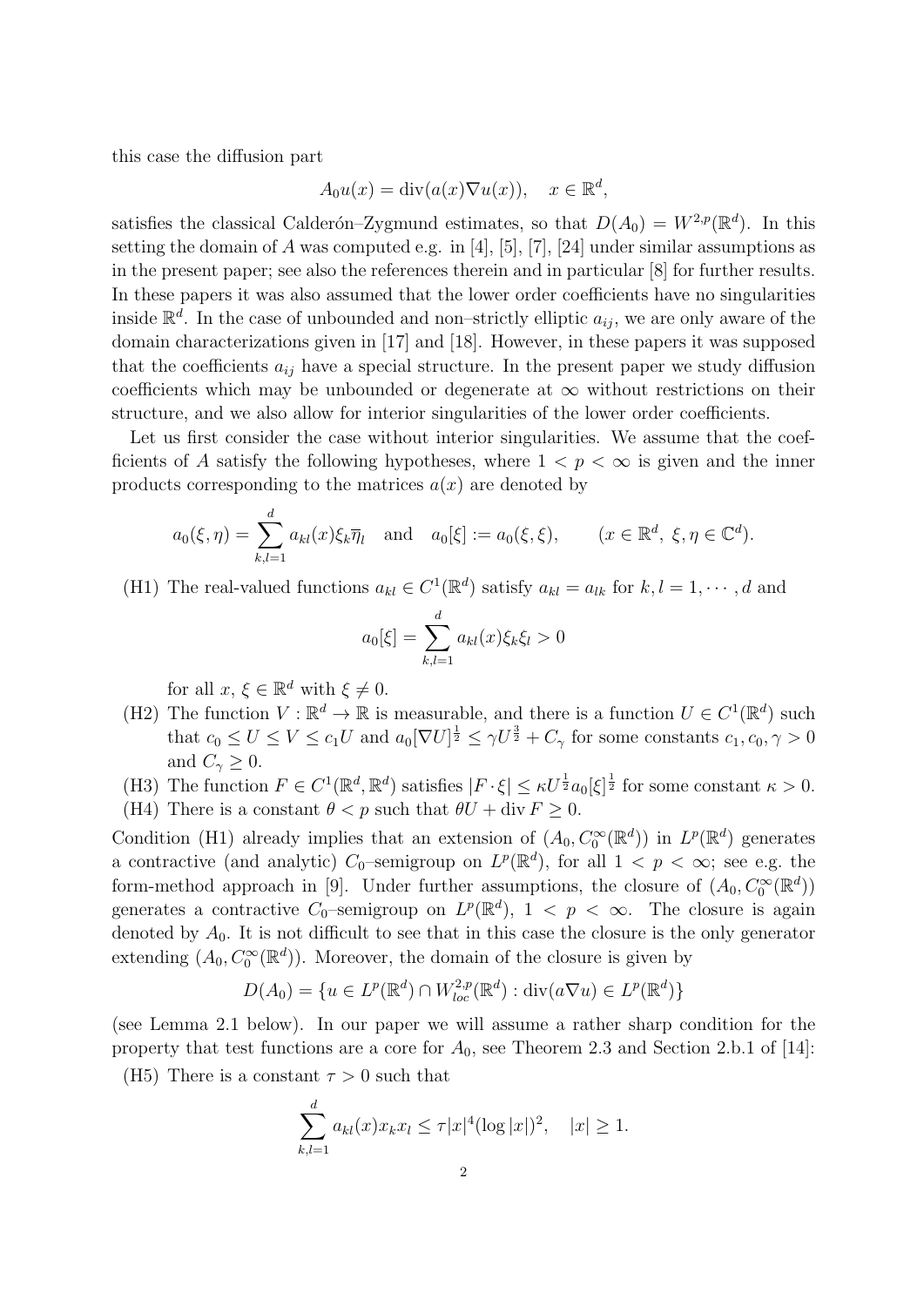this case the diffusion part

$$A_0u(x) = \operatorname{div}(a(x)\nabla u(x)), \quad x \in \mathbb{R}^d,$$

satisfies the classical Calderón–Zygmund estimates, so that $D(A_0) = W^{2,p}(\mathbb{R}^d)$. In this setting the domain of $A$ was computed e.g. in [4], [5], [7], [24] under similar assumptions as in the present paper; see also the references therein and in particular [8] for further results. In these papers it was also assumed that the lower order coefficients have no singularities inside $\mathbb{R}^d$. In the case of unbounded and non–strictly elliptic $a_{ij}$, we are only aware of the domain characterizations given in [17] and [18]. However, in these papers it was supposed that the coefficients $a_{ij}$ have a special structure. In the present paper we study diffusion coefficients which may be unbounded or degenerate at $\infty$ without restrictions on their structure, and we also allow for interior singularities of the lower order coefficients.

Let us first consider the case without interior singularities. We assume that the coefficients of $A$ satisfy the following hypotheses, where $1 < p < \infty$ is given and the inner products corresponding to the matrices $a(x)$ are denoted by

$$a_0(\xi, \eta) = \sum_{k,l=1}^{d} a_{kl}(x)\xi_k\overline{\eta}_l \quad \text{and} \quad a_0[\xi] := a_0(\xi, \xi), \qquad (x \in \mathbb{R}^d,\ \xi, \eta \in \mathbb{C}^d).$$

(H1) The real-valued functions $a_{kl} \in C^1(\mathbb{R}^d)$ satisfy $a_{kl} = a_{lk}$ for $k, l = 1, \cdots, d$ and

$$a_0[\xi] = \sum_{k,l=1}^{d} a_{kl}(x)\xi_k\xi_l > 0$$

for all $x$, $\xi \in \mathbb{R}^d$ with $\xi \neq 0$.

(H2) The function $V : \mathbb{R}^d \to \mathbb{R}$ is measurable, and there is a function $U \in C^1(\mathbb{R}^d)$ such that $c_0 \le U \le V \le c_1 U$ and $a_0[\nabla U]^{\frac{1}{2}} \le \gamma U^{\frac{3}{2}} + C_\gamma$ for some constants $c_1, c_0, \gamma > 0$ and $C_\gamma \ge 0$.

(H3) The function $F \in C^1(\mathbb{R}^d, \mathbb{R}^d)$ satisfies $|F \cdot \xi| \le \kappa U^{\frac{1}{2}} a_0[\xi]^{\frac{1}{2}}$ for some constant $\kappa > 0$.

(H4) There is a constant $\theta < p$ such that $\theta U + \operatorname{div} F \ge 0$.

Condition (H1) already implies that an extension of $(A_0, C_0^\infty(\mathbb{R}^d))$ in $L^p(\mathbb{R}^d)$ generates a contractive (and analytic) $C_0$–semigroup on $L^p(\mathbb{R}^d)$, for all $1 < p < \infty$; see e.g. the form-method approach in [9]. Under further assumptions, the closure of $(A_0, C_0^\infty(\mathbb{R}^d))$ generates a contractive $C_0$–semigroup on $L^p(\mathbb{R}^d)$, $1 < p < \infty$. The closure is again denoted by $A_0$. It is not difficult to see that in this case the closure is the only generator extending $(A_0, C_0^\infty(\mathbb{R}^d))$. Moreover, the domain of the closure is given by

$$D(A_0) = \{u \in L^p(\mathbb{R}^d) \cap W^{2,p}_{loc}(\mathbb{R}^d) : \operatorname{div}(a\nabla u) \in L^p(\mathbb{R}^d)\}$$

(see Lemma 2.1 below). In our paper we will assume a rather sharp condition for the property that test functions are a core for $A_0$, see Theorem 2.3 and Section 2.b.1 of [14]:

(H5) There is a constant $\tau > 0$ such that

$$\sum_{k,l=1}^{d} a_{kl}(x)x_k x_l \le \tau |x|^4 (\log|x|)^2, \quad |x| \ge 1.$$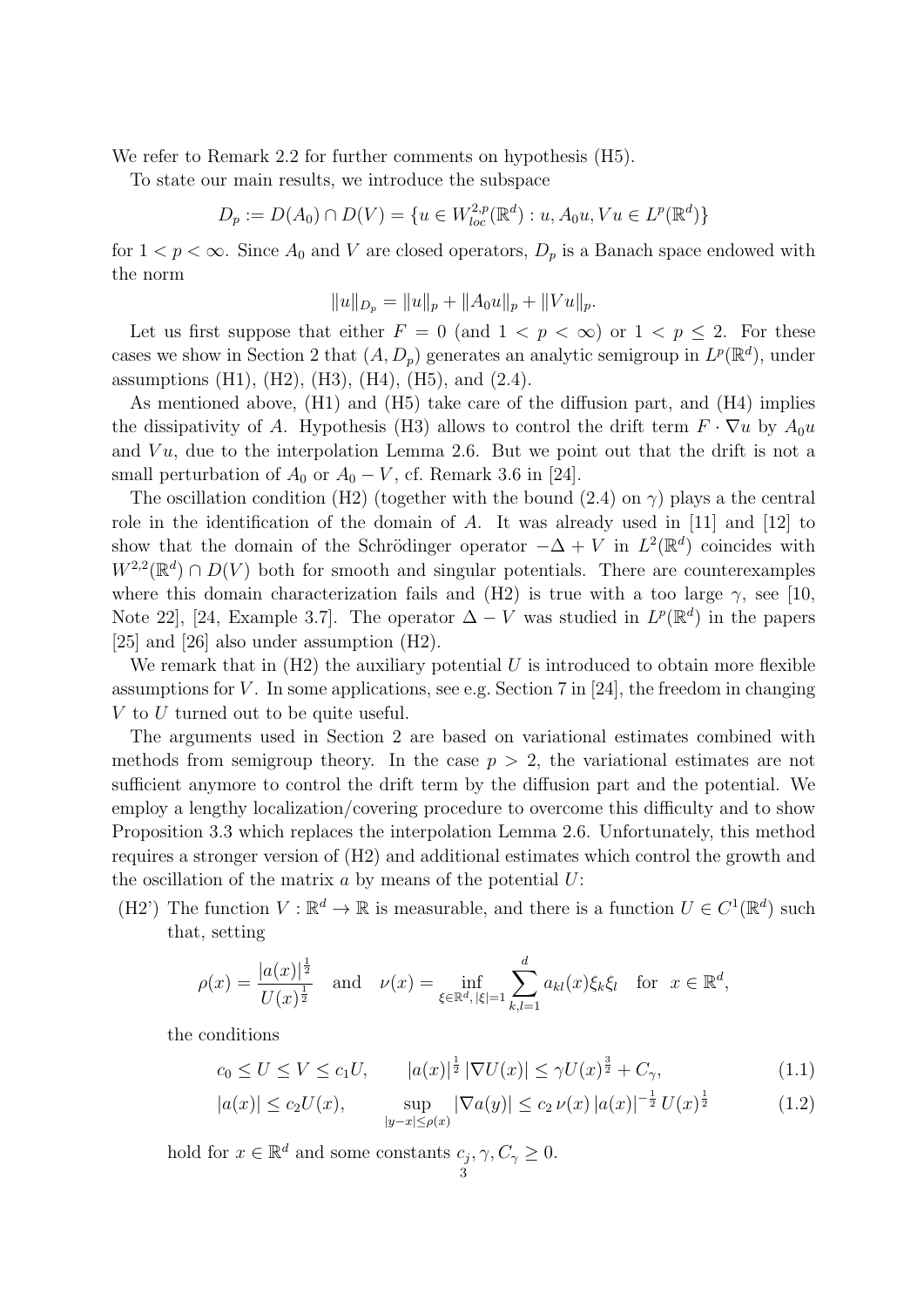We refer to Remark 2.2 for further comments on hypothesis (H5).

To state our main results, we introduce the subspace

$$D_p := D(A_0) \cap D(V) = \{u \in W^{2,p}_{loc}(\mathbb{R}^d) : u, A_0 u, V u \in L^p(\mathbb{R}^d)\}$$

for $1 < p < \infty$. Since $A_0$ and $V$ are closed operators, $D_p$ is a Banach space endowed with the norm

$$\|u\|_{D_p} = \|u\|_p + \|A_0 u\|_p + \|V u\|_p.$$

Let us first suppose that either $F = 0$ (and $1 < p < \infty$) or $1 < p \leq 2$. For these cases we show in Section 2 that $(A, D_p)$ generates an analytic semigroup in $L^p(\mathbb{R}^d)$, under assumptions (H1), (H2), (H3), (H4), (H5), and (2.4).

As mentioned above, (H1) and (H5) take care of the diffusion part, and (H4) implies the dissipativity of $A$. Hypothesis (H3) allows to control the drift term $F \cdot \nabla u$ by $A_0 u$ and $V u$, due to the interpolation Lemma 2.6. But we point out that the drift is not a small perturbation of $A_0$ or $A_0 - V$, cf. Remark 3.6 in [24].

The oscillation condition (H2) (together with the bound (2.4) on $\gamma$) plays a the central role in the identification of the domain of $A$. It was already used in [11] and [12] to show that the domain of the Schrödinger operator $-\Delta + V$ in $L^2(\mathbb{R}^d)$ coincides with $W^{2,2}(\mathbb{R}^d) \cap D(V)$ both for smooth and singular potentials. There are counterexamples where this domain characterization fails and (H2) is true with a too large $\gamma$, see [10, Note 22], [24, Example 3.7]. The operator $\Delta - V$ was studied in $L^p(\mathbb{R}^d)$ in the papers [25] and [26] also under assumption (H2).

We remark that in (H2) the auxiliary potential $U$ is introduced to obtain more flexible assumptions for $V$. In some applications, see e.g. Section 7 in [24], the freedom in changing $V$ to $U$ turned out to be quite useful.

The arguments used in Section 2 are based on variational estimates combined with methods from semigroup theory. In the case $p > 2$, the variational estimates are not sufficient anymore to control the drift term by the diffusion part and the potential. We employ a lengthy localization/covering procedure to overcome this difficulty and to show Proposition 3.3 which replaces the interpolation Lemma 2.6. Unfortunately, this method requires a stronger version of (H2) and additional estimates which control the growth and the oscillation of the matrix $a$ by means of the potential $U$:

(H2') The function $V : \mathbb{R}^d \to \mathbb{R}$ is measurable, and there is a function $U \in C^1(\mathbb{R}^d)$ such that, setting

$$\rho(x) = \frac{|a(x)|^{\frac{1}{2}}}{U(x)^{\frac{1}{2}}} \quad \text{and} \quad \nu(x) = \inf_{\xi \in \mathbb{R}^d, |\xi|=1} \sum_{k,l=1}^{d} a_{kl}(x)\xi_k \xi_l \quad \text{for} \quad x \in \mathbb{R}^d,$$

the conditions

$$c_0 \leq U \leq V \leq c_1 U, \qquad |a(x)|^{\frac{1}{2}} |\nabla U(x)| \leq \gamma U(x)^{\frac{3}{2}} + C_\gamma, \tag{1.1}$$

$$|a(x)| \leq c_2 U(x), \qquad \sup_{|y-x| \leq \rho(x)} |\nabla a(y)| \leq c_2 \, \nu(x) \, |a(x)|^{-\frac{1}{2}} \, U(x)^{\frac{1}{2}} \tag{1.2}$$

hold for $x \in \mathbb{R}^d$ and some constants $c_j, \gamma, C_\gamma \geq 0$.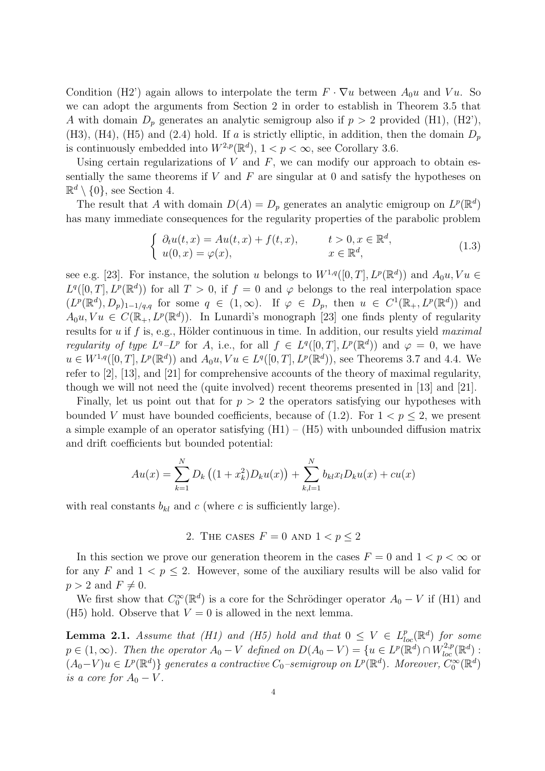Condition (H2') again allows to interpolate the term $F \cdot \nabla u$ between $A_0 u$ and $Vu$. So we can adopt the arguments from Section 2 in order to establish in Theorem 3.5 that $A$ with domain $D_p$ generates an analytic semigroup also if $p > 2$ provided (H1), (H2'), (H3), (H4), (H5) and (2.4) hold. If $a$ is strictly elliptic, in addition, then the domain $D_p$ is continuously embedded into $W^{2,p}(\mathbb{R}^d)$, $1 < p < \infty$, see Corollary 3.6.

Using certain regularizations of $V$ and $F$, we can modify our approach to obtain essentially the same theorems if $V$ and $F$ are singular at 0 and satisfy the hypotheses on $\mathbb{R}^d \setminus \{0\}$, see Section 4.

The result that $A$ with domain $D(A) = D_p$ generates an analytic emigroup on $L^p(\mathbb{R}^d)$ has many immediate consequences for the regularity properties of the parabolic problem

$$
\begin{cases} \partial_t u(t,x) = Au(t,x) + f(t,x), & t > 0, x \in \mathbb{R}^d, \\ u(0,x) = \varphi(x), & x \in \mathbb{R}^d, \end{cases} \tag{1.3}
$$

see e.g. [23]. For instance, the solution $u$ belongs to $W^{1,q}([0,T], L^p(\mathbb{R}^d))$ and $A_0 u, Vu \in L^q([0,T], L^p(\mathbb{R}^d))$ for all $T > 0$, if $f = 0$ and $\varphi$ belongs to the real interpolation space $(L^p(\mathbb{R}^d), D_p)_{1-1/q,q}$ for some $q \in (1,\infty)$. If $\varphi \in D_p$, then $u \in C^1(\mathbb{R}_+, L^p(\mathbb{R}^d))$ and $A_0 u, Vu \in C(\mathbb{R}_+, L^p(\mathbb{R}^d))$. In Lunardi's monograph [23] one finds plenty of regularity results for $u$ if $f$ is, e.g., Hölder continuous in time. In addition, our results yield *maximal regularity of type $L^q$–$L^p$* for $A$, i.e., for all $f \in L^q([0,T], L^p(\mathbb{R}^d))$ and $\varphi = 0$, we have $u \in W^{1,q}([0,T], L^p(\mathbb{R}^d))$ and $A_0 u, Vu \in L^q([0,T], L^p(\mathbb{R}^d))$, see Theorems 3.7 and 4.4. We refer to [2], [13], and [21] for comprehensive accounts of the theory of maximal regularity, though we will not need the (quite involved) recent theorems presented in [13] and [21].

Finally, let us point out that for $p > 2$ the operators satisfying our hypotheses with bounded $V$ must have bounded coefficients, because of (1.2). For $1 < p \leq 2$, we present a simple example of an operator satisfying (H1) – (H5) with unbounded diffusion matrix and drift coefficients but bounded potential:

$$
Au(x) = \sum_{k=1}^{N} D_k \left( (1 + x_k^2) D_k u(x) \right) + \sum_{k,l=1}^{N} b_{kl} x_l D_k u(x) + cu(x)
$$

with real constants $b_{kl}$ and $c$ (where $c$ is sufficiently large).

## 2. The cases $F = 0$ and $1 < p \leq 2$

In this section we prove our generation theorem in the cases $F = 0$ and $1 < p < \infty$ or for any $F$ and $1 < p \leq 2$. However, some of the auxiliary results will be also valid for $p > 2$ and $F \neq 0$.

We first show that $C_0^\infty(\mathbb{R}^d)$ is a core for the Schrödinger operator $A_0 - V$ if (H1) and (H5) hold. Observe that $V = 0$ is allowed in the next lemma.

**Lemma 2.1.** *Assume that (H1) and (H5) hold and that $0 \leq V \in L^p_{loc}(\mathbb{R}^d)$ for some $p \in (1,\infty)$. Then the operator $A_0 - V$ defined on $D(A_0 - V) = \{u \in L^p(\mathbb{R}^d) \cap W^{2,p}_{loc}(\mathbb{R}^d) : (A_0 - V)u \in L^p(\mathbb{R}^d)\}$ generates a contractive $C_0$–semigroup on $L^p(\mathbb{R}^d)$. Moreover, $C_0^\infty(\mathbb{R}^d)$ is a core for $A_0 - V$.*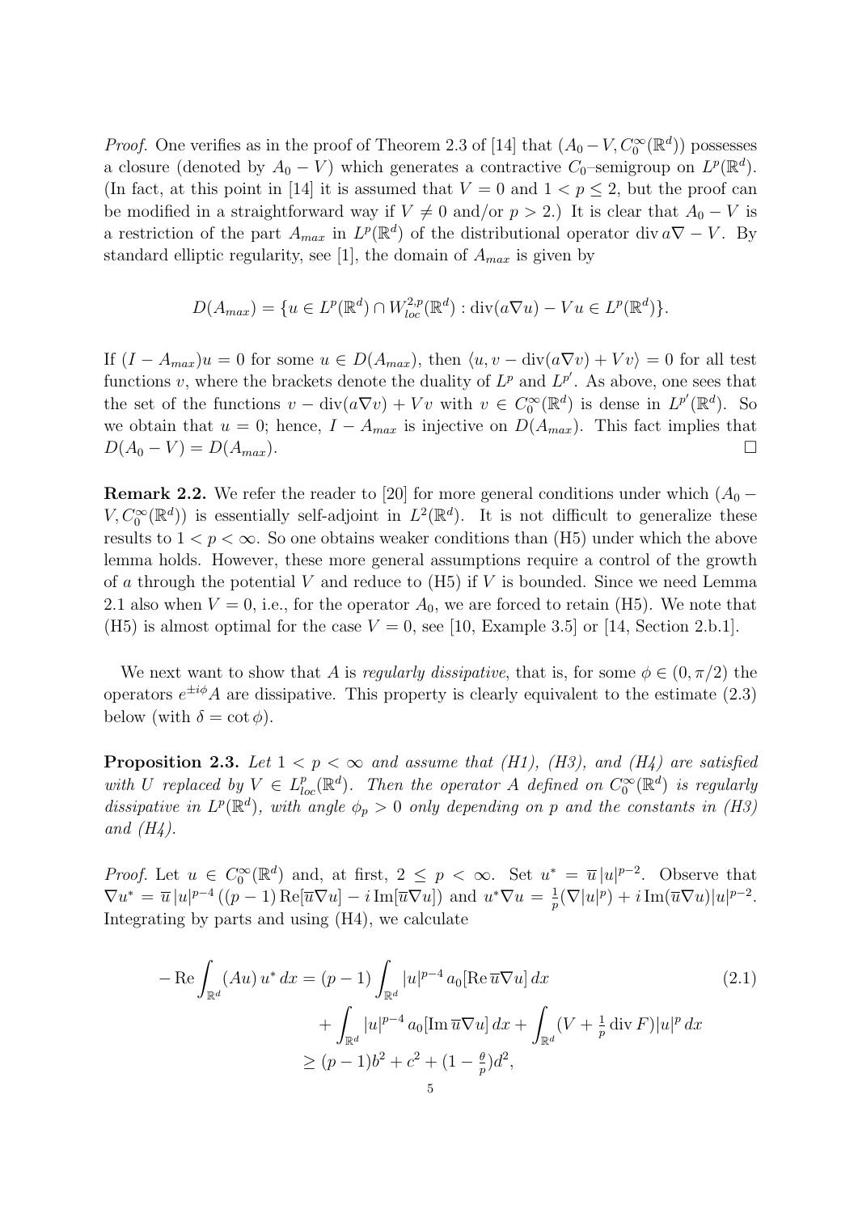*Proof.* One verifies as in the proof of Theorem 2.3 of [14] that $(A_0 - V, C_0^\infty(\mathbb{R}^d))$ possesses a closure (denoted by $A_0 - V$) which generates a contractive $C_0$–semigroup on $L^p(\mathbb{R}^d)$. (In fact, at this point in [14] it is assumed that $V = 0$ and $1 < p \le 2$, but the proof can be modified in a straightforward way if $V \neq 0$ and/or $p > 2$.) It is clear that $A_0 - V$ is a restriction of the part $A_{max}$ in $L^p(\mathbb{R}^d)$ of the distributional operator $\operatorname{div} a\nabla - V$. By standard elliptic regularity, see [1], the domain of $A_{max}$ is given by

$$D(A_{max}) = \{u \in L^p(\mathbb{R}^d) \cap W^{2,p}_{loc}(\mathbb{R}^d) : \operatorname{div}(a\nabla u) - Vu \in L^p(\mathbb{R}^d)\}.$$

If $(I - A_{max})u = 0$ for some $u \in D(A_{max})$, then $\langle u, v - \operatorname{div}(a\nabla v) + Vv\rangle = 0$ for all test functions $v$, where the brackets denote the duality of $L^p$ and $L^{p'}$. As above, one sees that the set of the functions $v - \operatorname{div}(a\nabla v) + Vv$ with $v \in C_0^\infty(\mathbb{R}^d)$ is dense in $L^{p'}(\mathbb{R}^d)$. So we obtain that $u = 0$; hence, $I - A_{max}$ is injective on $D(A_{max})$. This fact implies that $D(A_0 - V) = D(A_{max})$. $\square$

**Remark 2.2.** We refer the reader to [20] for more general conditions under which $(A_0 - V, C_0^\infty(\mathbb{R}^d))$ is essentially self-adjoint in $L^2(\mathbb{R}^d)$. It is not difficult to generalize these results to $1 < p < \infty$. So one obtains weaker conditions than (H5) under which the above lemma holds. However, these more general assumptions require a control of the growth of $a$ through the potential $V$ and reduce to (H5) if $V$ is bounded. Since we need Lemma 2.1 also when $V = 0$, i.e., for the operator $A_0$, we are forced to retain (H5). We note that (H5) is almost optimal for the case $V = 0$, see [10, Example 3.5] or [14, Section 2.b.1].

We next want to show that $A$ is *regularly dissipative*, that is, for some $\phi \in (0, \pi/2)$ the operators $e^{\pm i\phi}A$ are dissipative. This property is clearly equivalent to the estimate (2.3) below (with $\delta = \cot\phi$).

**Proposition 2.3.** *Let $1 < p < \infty$ and assume that (H1), (H3), and (H4) are satisfied with $U$ replaced by $V \in L^p_{loc}(\mathbb{R}^d)$. Then the operator $A$ defined on $C_0^\infty(\mathbb{R}^d)$ is regularly dissipative in $L^p(\mathbb{R}^d)$, with angle $\phi_p > 0$ only depending on $p$ and the constants in (H3) and (H4).*

*Proof.* Let $u \in C_0^\infty(\mathbb{R}^d)$ and, at first, $2 \le p < \infty$. Set $u^* = \overline{u}\,|u|^{p-2}$. Observe that $\nabla u^* = \overline{u}\,|u|^{p-4}\,((p-1)\operatorname{Re}[\overline{u}\nabla u] - i\operatorname{Im}[\overline{u}\nabla u])$ and $u^*\nabla u = \frac{1}{p}(\nabla|u|^p) + i\operatorname{Im}(\overline{u}\nabla u)|u|^{p-2}$. Integrating by parts and using (H4), we calculate

$$\begin{aligned}
-\operatorname{Re}\int_{\mathbb{R}^d}(Au)\,u^*\,dx &= (p-1)\int_{\mathbb{R}^d}|u|^{p-4}\,a_0[\operatorname{Re}\overline{u}\nabla u]\,dx \\
&\quad + \int_{\mathbb{R}^d}|u|^{p-4}\,a_0[\operatorname{Im}\overline{u}\nabla u]\,dx + \int_{\mathbb{R}^d}(V + \tfrac{1}{p}\operatorname{div}F)|u|^p\,dx \\
&\ge (p-1)b^2 + c^2 + (1 - \tfrac{\theta}{p})d^2,
\end{aligned} \tag{2.1}$$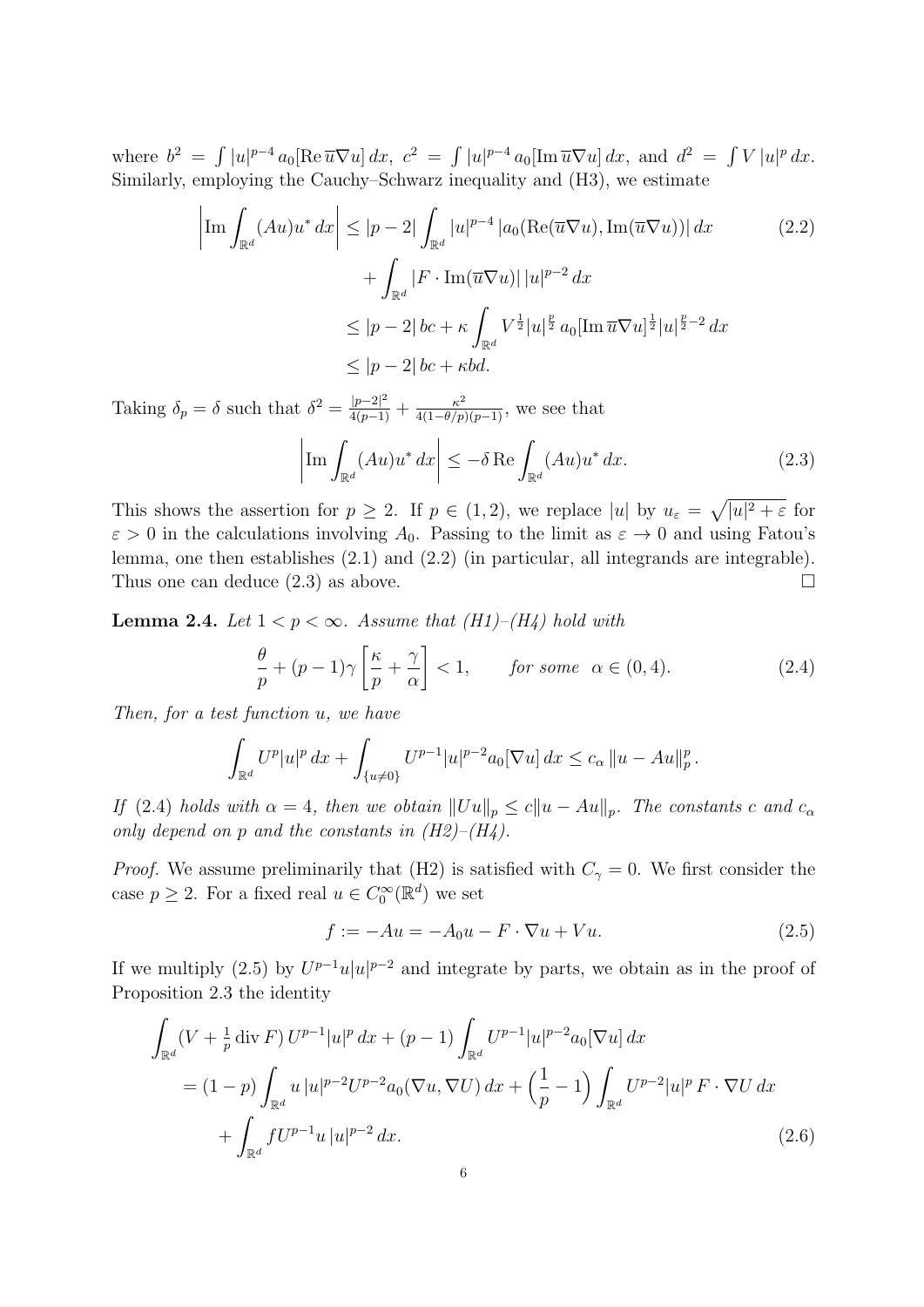where $b^2 = \int |u|^{p-4}\, a_0[\operatorname{Re} \overline{u}\nabla u]\, dx$, $c^2 = \int |u|^{p-4}\, a_0[\operatorname{Im} \overline{u}\nabla u]\, dx$, and $d^2 = \int V\, |u|^p\, dx$. Similarly, employing the Cauchy–Schwarz inequality and (H3), we estimate

$$
\begin{aligned}
\left| \operatorname{Im} \int_{\mathbb{R}^d} (Au)u^*\, dx \right| &\le |p-2| \int_{\mathbb{R}^d} |u|^{p-4}\, |a_0(\operatorname{Re}(\overline{u}\nabla u), \operatorname{Im}(\overline{u}\nabla u))|\, dx \\
&\qquad + \int_{\mathbb{R}^d} |F \cdot \operatorname{Im}(\overline{u}\nabla u)|\, |u|^{p-2}\, dx \\
&\le |p-2|\, bc + \kappa \int_{\mathbb{R}^d} V^{\frac{1}{2}} |u|^{\frac{p}{2}}\, a_0[\operatorname{Im} \overline{u}\nabla u]^{\frac{1}{2}} |u|^{\frac{p}{2}-2}\, dx \\
&\le |p-2|\, bc + \kappa bd.
\end{aligned} \tag{2.2}
$$

Taking $\delta_p = \delta$ such that $\delta^2 = \frac{|p-2|^2}{4(p-1)} + \frac{\kappa^2}{4(1-\theta/p)(p-1)}$, we see that

$$
\left| \operatorname{Im} \int_{\mathbb{R}^d} (Au)u^*\, dx \right| \le -\delta \operatorname{Re} \int_{\mathbb{R}^d} (Au)u^*\, dx. \tag{2.3}
$$

This shows the assertion for $p \ge 2$. If $p \in (1,2)$, we replace $|u|$ by $u_\varepsilon = \sqrt{|u|^2 + \varepsilon}$ for $\varepsilon > 0$ in the calculations involving $A_0$. Passing to the limit as $\varepsilon \to 0$ and using Fatou's lemma, one then establishes (2.1) and (2.2) (in particular, all integrands are integrable). Thus one can deduce (2.3) as above. $\square$

**Lemma 2.4.** *Let $1 < p < \infty$. Assume that (H1)–(H4) hold with*

$$
\frac{\theta}{p} + (p-1)\gamma \left[ \frac{\kappa}{p} + \frac{\gamma}{\alpha} \right] < 1, \qquad \textit{for some} \;\; \alpha \in (0,4). \tag{2.4}
$$

*Then, for a test function $u$, we have*

$$
\int_{\mathbb{R}^d} U^p |u|^p\, dx + \int_{\{u \ne 0\}} U^{p-1} |u|^{p-2} a_0[\nabla u]\, dx \le c_\alpha \, \|u - Au\|_p^p .
$$

*If (2.4) holds with $\alpha = 4$, then we obtain $\|Uu\|_p \le c\|u - Au\|_p$. The constants $c$ and $c_\alpha$ only depend on $p$ and the constants in (H2)–(H4).*

*Proof.* We assume preliminarily that (H2) is satisfied with $C_\gamma = 0$. We first consider the case $p \ge 2$. For a fixed real $u \in C_0^\infty(\mathbb{R}^d)$ we set

$$
f := -Au = -A_0 u - F \cdot \nabla u + Vu. \tag{2.5}
$$

If we multiply (2.5) by $U^{p-1} u |u|^{p-2}$ and integrate by parts, we obtain as in the proof of Proposition 2.3 the identity

$$
\begin{aligned}
\int_{\mathbb{R}^d} &(V + \tfrac{1}{p} \operatorname{div} F)\, U^{p-1} |u|^p\, dx + (p-1) \int_{\mathbb{R}^d} U^{p-1} |u|^{p-2} a_0[\nabla u]\, dx \\
&= (1-p) \int_{\mathbb{R}^d} u\, |u|^{p-2} U^{p-2} a_0(\nabla u, \nabla U)\, dx + \Big( \frac{1}{p} - 1 \Big) \int_{\mathbb{R}^d} U^{p-2} |u|^p\, F \cdot \nabla U\, dx \\
&\quad + \int_{\mathbb{R}^d} f U^{p-1} u\, |u|^{p-2}\, dx.
\end{aligned} \tag{2.6}
$$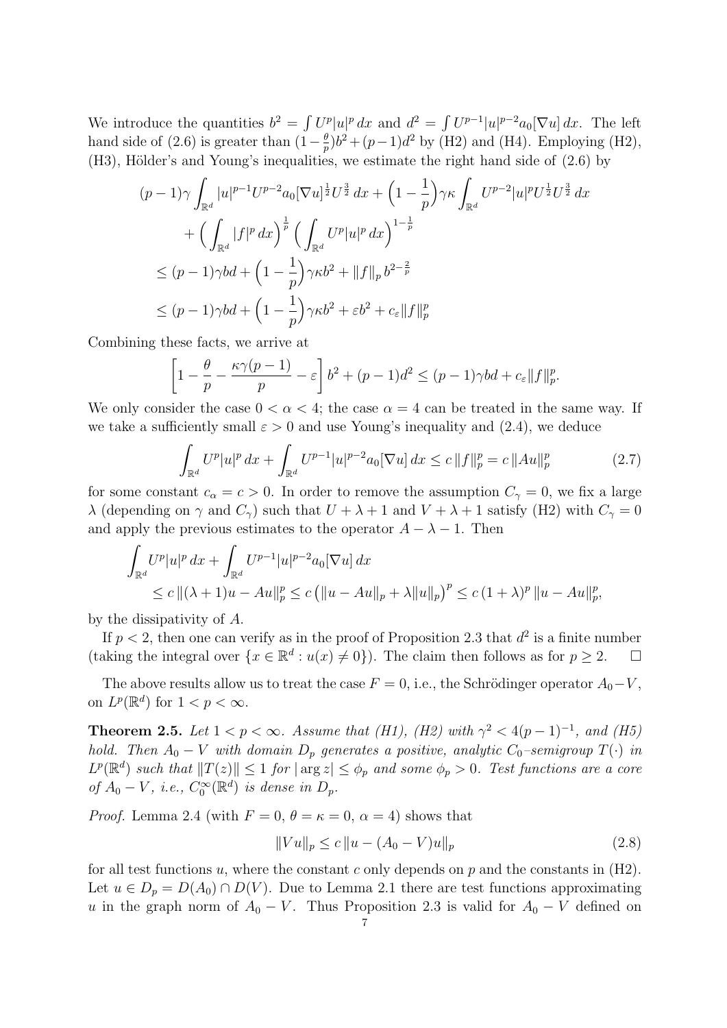We introduce the quantities $b^2 = \int U^p |u|^p \,dx$ and $d^2 = \int U^{p-1}|u|^{p-2} a_0[\nabla u]\,dx$. The left hand side of (2.6) is greater than $(1-\frac{\theta}{p})b^2 + (p-1)d^2$ by (H2) and (H4). Employing (H2), (H3), Hölder's and Young's inequalities, we estimate the right hand side of (2.6) by

$$
\begin{aligned}
&(p-1)\gamma \int_{\mathbb{R}^d} |u|^{p-1} U^{p-2} a_0[\nabla u]^{\frac{1}{2}} U^{\frac{3}{2}}\,dx + \Big(1-\frac{1}{p}\Big)\gamma\kappa \int_{\mathbb{R}^d} U^{p-2}|u|^p U^{\frac{1}{2}} U^{\frac{3}{2}}\,dx \\
&\qquad + \Big(\int_{\mathbb{R}^d} |f|^p\,dx\Big)^{\frac{1}{p}} \Big(\int_{\mathbb{R}^d} U^p |u|^p\,dx\Big)^{1-\frac{1}{p}} \\
&\le (p-1)\gamma b d + \Big(1-\frac{1}{p}\Big)\gamma\kappa b^2 + \|f\|_p\, b^{2-\frac{2}{p}} \\
&\le (p-1)\gamma b d + \Big(1-\frac{1}{p}\Big)\gamma\kappa b^2 + \varepsilon b^2 + c_\varepsilon \|f\|_p^p
\end{aligned}
$$

Combining these facts, we arrive at

$$
\left[1 - \frac{\theta}{p} - \frac{\kappa\gamma(p-1)}{p} - \varepsilon\right] b^2 + (p-1)d^2 \le (p-1)\gamma b d + c_\varepsilon \|f\|_p^p.
$$

We only consider the case $0 < \alpha < 4$; the case $\alpha = 4$ can be treated in the same way. If we take a sufficiently small $\varepsilon > 0$ and use Young's inequality and (2.4), we deduce

$$
\int_{\mathbb{R}^d} U^p |u|^p\,dx + \int_{\mathbb{R}^d} U^{p-1}|u|^{p-2} a_0[\nabla u]\,dx \le c\,\|f\|_p^p = c\,\|Au\|_p^p \tag{2.7}
$$

for some constant $c_\alpha = c > 0$. In order to remove the assumption $C_\gamma = 0$, we fix a large $\lambda$ (depending on $\gamma$ and $C_\gamma$) such that $U + \lambda + 1$ and $V + \lambda + 1$ satisfy (H2) with $C_\gamma = 0$ and apply the previous estimates to the operator $A - \lambda - 1$. Then

$$
\begin{aligned}
&\int_{\mathbb{R}^d} U^p |u|^p\,dx + \int_{\mathbb{R}^d} U^{p-1}|u|^{p-2} a_0[\nabla u]\,dx \\
&\qquad \le c\,\|(\lambda+1)u - Au\|_p^p \le c\,\big(\|u - Au\|_p + \lambda\|u\|_p\big)^p \le c\,(1+\lambda)^p\,\|u - Au\|_p^p,
\end{aligned}
$$

by the dissipativity of $A$.

If $p < 2$, then one can verify as in the proof of Proposition 2.3 that $d^2$ is a finite number (taking the integral over $\{x \in \mathbb{R}^d : u(x) \neq 0\}$). The claim then follows as for $p \ge 2$. $\square$

The above results allow us to treat the case $F = 0$, i.e., the Schrödinger operator $A_0 - V$, on $L^p(\mathbb{R}^d)$ for $1 < p < \infty$.

**Theorem 2.5.** *Let $1 < p < \infty$. Assume that (H1), (H2) with $\gamma^2 < 4(p-1)^{-1}$, and (H5) hold. Then $A_0 - V$ with domain $D_p$ generates a positive, analytic $C_0$–semigroup $T(\cdot)$ in $L^p(\mathbb{R}^d)$ such that $\|T(z)\| \le 1$ for $|\arg z| \le \phi_p$ and some $\phi_p > 0$. Test functions are a core of $A_0 - V$, i.e., $C_0^\infty(\mathbb{R}^d)$ is dense in $D_p$.*

*Proof.* Lemma 2.4 (with $F = 0$, $\theta = \kappa = 0$, $\alpha = 4$) shows that

$$
\|Vu\|_p \le c\,\|u - (A_0 - V)u\|_p \tag{2.8}
$$

for all test functions $u$, where the constant $c$ only depends on $p$ and the constants in (H2). Let $u \in D_p = D(A_0) \cap D(V)$. Due to Lemma 2.1 there are test functions approximating $u$ in the graph norm of $A_0 - V$. Thus Proposition 2.3 is valid for $A_0 - V$ defined on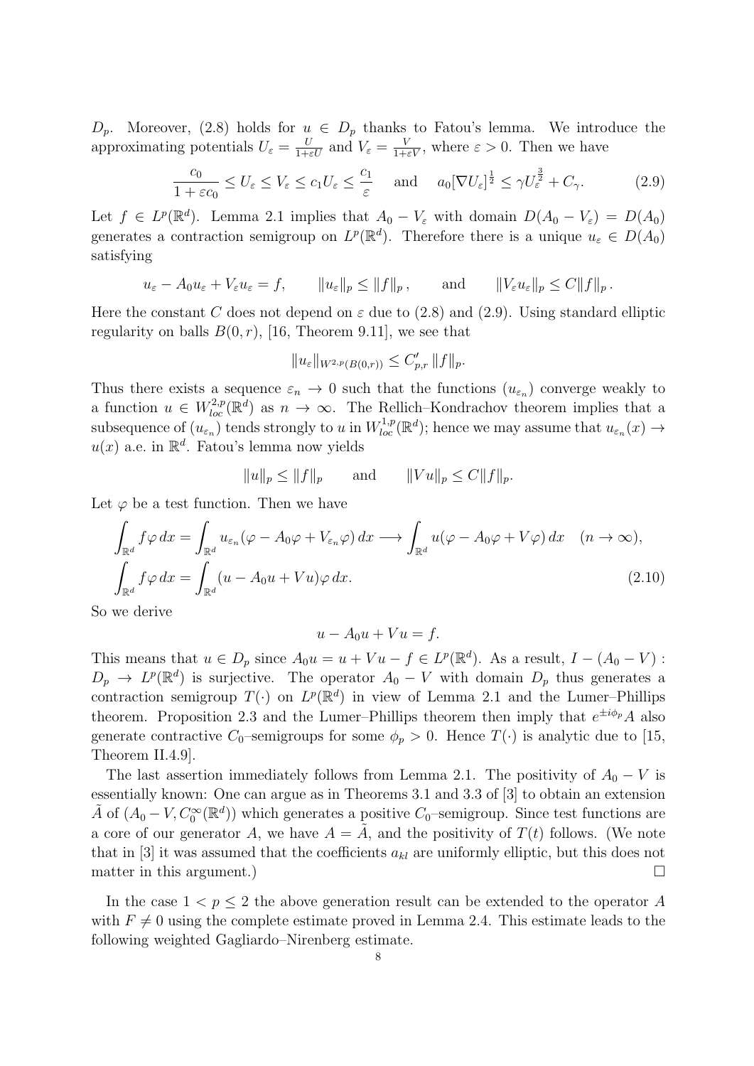$D_p$. Moreover, (2.8) holds for $u \in D_p$ thanks to Fatou's lemma. We introduce the approximating potentials $U_\varepsilon = \frac{U}{1+\varepsilon U}$ and $V_\varepsilon = \frac{V}{1+\varepsilon V}$, where $\varepsilon > 0$. Then we have

$$\frac{c_0}{1+\varepsilon c_0} \le U_\varepsilon \le V_\varepsilon \le c_1 U_\varepsilon \le \frac{c_1}{\varepsilon} \quad \text{and} \quad a_0 [\nabla U_\varepsilon]^{\frac{1}{2}} \le \gamma U_\varepsilon^{\frac{3}{2}} + C_\gamma. \tag{2.9}$$

Let $f \in L^p(\mathbb{R}^d)$. Lemma 2.1 implies that $A_0 - V_\varepsilon$ with domain $D(A_0 - V_\varepsilon) = D(A_0)$ generates a contraction semigroup on $L^p(\mathbb{R}^d)$. Therefore there is a unique $u_\varepsilon \in D(A_0)$ satisfying

$$u_\varepsilon - A_0 u_\varepsilon + V_\varepsilon u_\varepsilon = f, \qquad \|u_\varepsilon\|_p \le \|f\|_p, \qquad \text{and} \qquad \|V_\varepsilon u_\varepsilon\|_p \le C\|f\|_p.$$

Here the constant $C$ does not depend on $\varepsilon$ due to (2.8) and (2.9). Using standard elliptic regularity on balls $B(0,r)$, [16, Theorem 9.11], we see that

$$\|u_\varepsilon\|_{W^{2,p}(B(0,r))} \le C'_{p,r} \|f\|_p.$$

Thus there exists a sequence $\varepsilon_n \to 0$ such that the functions $(u_{\varepsilon_n})$ converge weakly to a function $u \in W^{2,p}_{loc}(\mathbb{R}^d)$ as $n \to \infty$. The Rellich–Kondrachov theorem implies that a subsequence of $(u_{\varepsilon_n})$ tends strongly to $u$ in $W^{1,p}_{loc}(\mathbb{R}^d)$; hence we may assume that $u_{\varepsilon_n}(x) \to u(x)$ a.e. in $\mathbb{R}^d$. Fatou's lemma now yields

$$\|u\|_p \le \|f\|_p \qquad \text{and} \qquad \|Vu\|_p \le C\|f\|_p.$$

Let $\varphi$ be a test function. Then we have

$$\begin{aligned} \int_{\mathbb{R}^d} f\varphi\, dx &= \int_{\mathbb{R}^d} u_{\varepsilon_n}(\varphi - A_0\varphi + V_{\varepsilon_n}\varphi)\, dx \longrightarrow \int_{\mathbb{R}^d} u(\varphi - A_0\varphi + V\varphi)\, dx \quad (n\to\infty), \\ \int_{\mathbb{R}^d} f\varphi\, dx &= \int_{\mathbb{R}^d} (u - A_0 u + Vu)\varphi\, dx. \end{aligned} \tag{2.10}$$

So we derive

$$u - A_0 u + Vu = f.$$

This means that $u \in D_p$ since $A_0 u = u + Vu - f \in L^p(\mathbb{R}^d)$. As a result, $I - (A_0 - V) : D_p \to L^p(\mathbb{R}^d)$ is surjective. The operator $A_0 - V$ with domain $D_p$ thus generates a contraction semigroup $T(\cdot)$ on $L^p(\mathbb{R}^d)$ in view of Lemma 2.1 and the Lumer–Phillips theorem. Proposition 2.3 and the Lumer–Phillips theorem then imply that $e^{\pm i\phi_p}A$ also generate contractive $C_0$–semigroups for some $\phi_p > 0$. Hence $T(\cdot)$ is analytic due to [15, Theorem II.4.9].

The last assertion immediately follows from Lemma 2.1. The positivity of $A_0 - V$ is essentially known: One can argue as in Theorems 3.1 and 3.3 of [3] to obtain an extension $\tilde{A}$ of $(A_0 - V, C_0^\infty(\mathbb{R}^d))$ which generates a positive $C_0$–semigroup. Since test functions are a core of our generator $A$, we have $A = \tilde{A}$, and the positivity of $T(t)$ follows. (We note that in [3] it was assumed that the coefficients $a_{kl}$ are uniformly elliptic, but this does not matter in this argument.) $\square$

In the case $1 < p \le 2$ the above generation result can be extended to the operator $A$ with $F \ne 0$ using the complete estimate proved in Lemma 2.4. This estimate leads to the following weighted Gagliardo–Nirenberg estimate.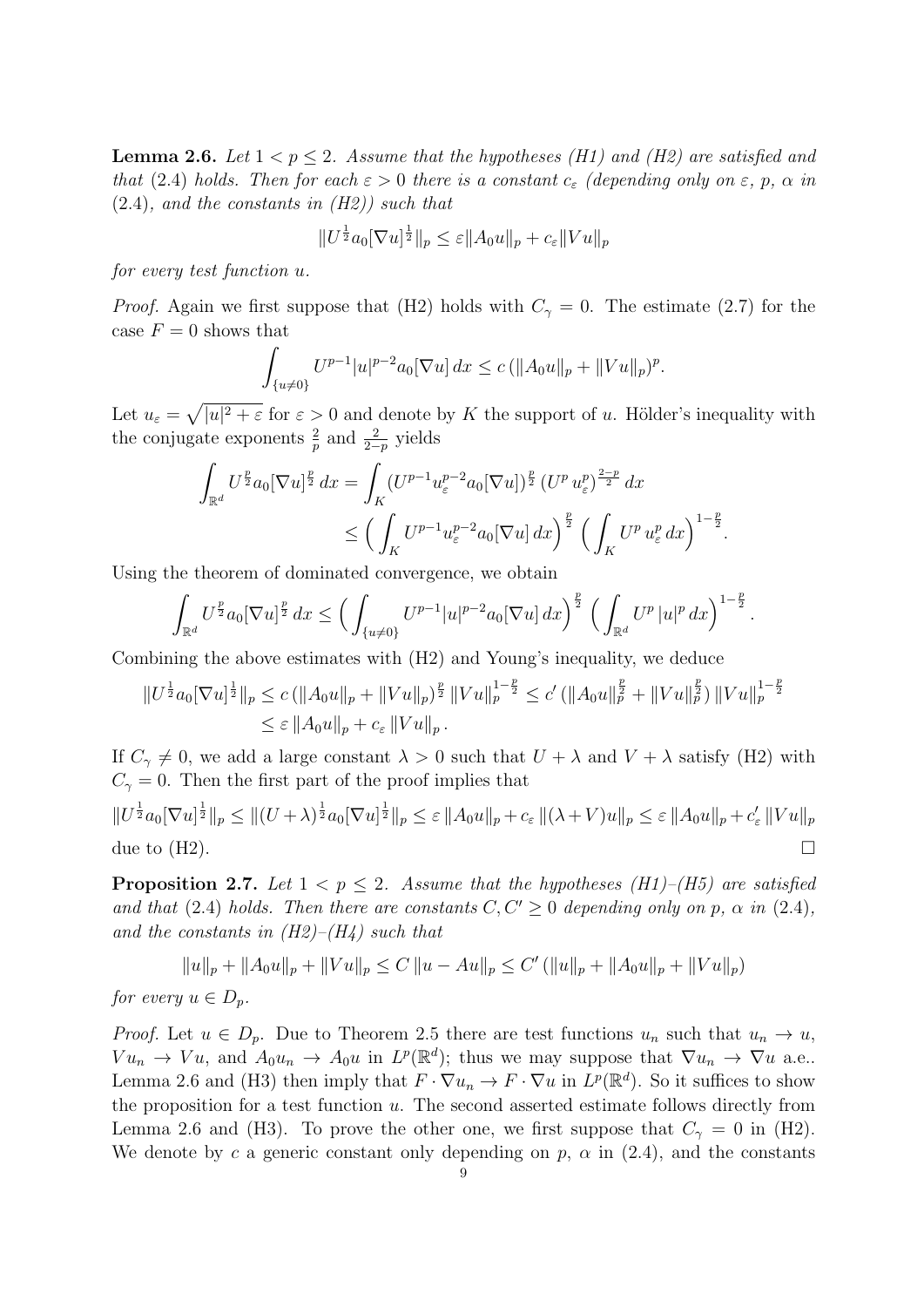**Lemma 2.6.** *Let $1 < p \le 2$. Assume that the hypotheses (H1) and (H2) are satisfied and that* (2.4) *holds. Then for each $\varepsilon > 0$ there is a constant $c_\varepsilon$ (depending only on $\varepsilon$, $p$, $\alpha$ in* (2.4)*, and the constants in (H2)) such that*

$$\|U^{\frac12} a_0[\nabla u]^{\frac12}\|_p \le \varepsilon \|A_0 u\|_p + c_\varepsilon \|Vu\|_p$$

*for every test function $u$.*

*Proof.* Again we first suppose that (H2) holds with $C_\gamma = 0$. The estimate (2.7) for the case $F = 0$ shows that

$$\int_{\{u\neq 0\}} U^{p-1}|u|^{p-2} a_0[\nabla u]\, dx \le c\,(\|A_0u\|_p + \|Vu\|_p)^p.$$

Let $u_\varepsilon = \sqrt{|u|^2+\varepsilon}$ for $\varepsilon > 0$ and denote by $K$ the support of $u$. Hölder's inequality with the conjugate exponents $\frac{2}{p}$ and $\frac{2}{2-p}$ yields

$$\begin{aligned}\int_{\mathbb{R}^d} U^{\frac{p}{2}} a_0[\nabla u]^{\frac{p}{2}}\, dx &= \int_K \big(U^{p-1} u_\varepsilon^{p-2} a_0[\nabla u]\big)^{\frac{p}{2}}\, \big(U^p\, u_\varepsilon^p\big)^{\frac{2-p}{2}}\, dx \\ &\le \Big(\int_K U^{p-1} u_\varepsilon^{p-2} a_0[\nabla u]\, dx\Big)^{\frac{p}{2}} \Big(\int_K U^p\, u_\varepsilon^p\, dx\Big)^{1-\frac{p}{2}}.\end{aligned}$$

Using the theorem of dominated convergence, we obtain

$$\int_{\mathbb{R}^d} U^{\frac{p}{2}} a_0[\nabla u]^{\frac{p}{2}}\, dx \le \Big(\int_{\{u\neq 0\}} U^{p-1}|u|^{p-2} a_0[\nabla u]\, dx\Big)^{\frac{p}{2}} \Big(\int_{\mathbb{R}^d} U^p\, |u|^p\, dx\Big)^{1-\frac{p}{2}}.$$

Combining the above estimates with (H2) and Young's inequality, we deduce

$$\begin{aligned}\|U^{\frac12} a_0[\nabla u]^{\frac12}\|_p &\le c\,(\|A_0u\|_p + \|Vu\|_p)^{\frac{p}{2}}\, \|Vu\|_p^{1-\frac{p}{2}} \le c'\,(\|A_0u\|_p^{\frac{p}{2}} + \|Vu\|_p^{\frac{p}{2}})\, \|Vu\|_p^{1-\frac{p}{2}} \\ &\le \varepsilon\, \|A_0u\|_p + c_\varepsilon\, \|Vu\|_p\,.\end{aligned}$$

If $C_\gamma \neq 0$, we add a large constant $\lambda > 0$ such that $U+\lambda$ and $V+\lambda$ satisfy (H2) with $C_\gamma = 0$. Then the first part of the proof implies that

$$\|U^{\frac12} a_0[\nabla u]^{\frac12}\|_p \le \|(U+\lambda)^{\frac12} a_0[\nabla u]^{\frac12}\|_p \le \varepsilon\, \|A_0u\|_p + c_\varepsilon\, \|(\lambda+V)u\|_p \le \varepsilon\, \|A_0u\|_p + c'_\varepsilon\, \|Vu\|_p$$

due to (H2). □

**Proposition 2.7.** *Let $1 < p \le 2$. Assume that the hypotheses (H1)–(H5) are satisfied and that* (2.4) *holds. Then there are constants $C, C' \ge 0$ depending only on $p$, $\alpha$ in* (2.4)*, and the constants in (H2)–(H4) such that*

$$\|u\|_p + \|A_0u\|_p + \|Vu\|_p \le C\, \|u - Au\|_p \le C'\,(\|u\|_p + \|A_0u\|_p + \|Vu\|_p)$$

*for every $u \in D_p$.*

*Proof.* Let $u \in D_p$. Due to Theorem 2.5 there are test functions $u_n$ such that $u_n \to u$, $Vu_n \to Vu$, and $A_0u_n \to A_0u$ in $L^p(\mathbb{R}^d)$; thus we may suppose that $\nabla u_n \to \nabla u$ a.e.. Lemma 2.6 and (H3) then imply that $F\cdot\nabla u_n \to F\cdot\nabla u$ in $L^p(\mathbb{R}^d)$. So it suffices to show the proposition for a test function $u$. The second asserted estimate follows directly from Lemma 2.6 and (H3). To prove the other one, we first suppose that $C_\gamma = 0$ in (H2). We denote by $c$ a generic constant only depending on $p$, $\alpha$ in (2.4), and the constants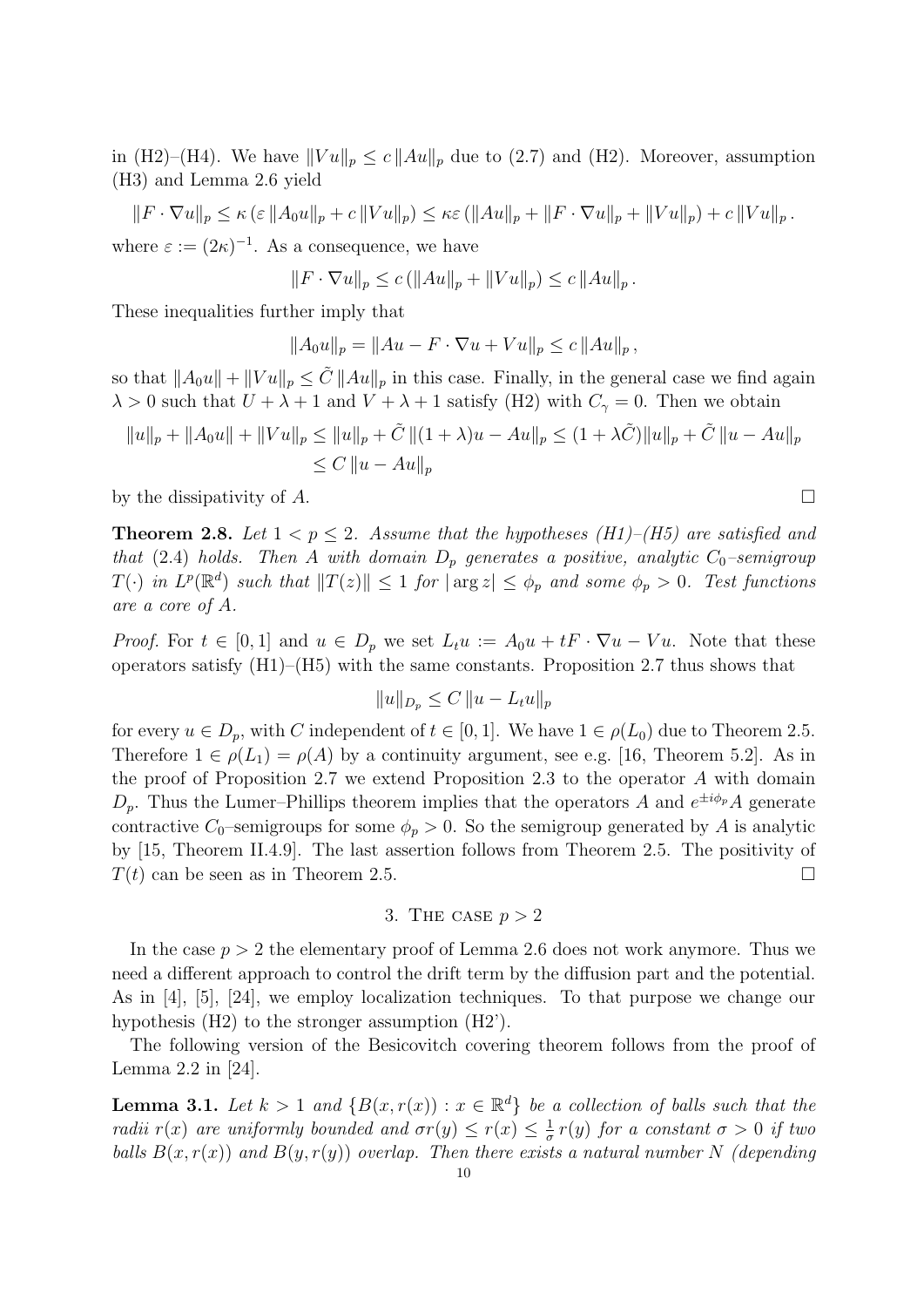in (H2)–(H4). We have $\|Vu\|_p \le c\,\|Au\|_p$ due to (2.7) and (H2). Moreover, assumption (H3) and Lemma 2.6 yield

$$\|F\cdot\nabla u\|_p \le \kappa\left(\varepsilon\,\|A_0u\|_p + c\,\|Vu\|_p\right) \le \kappa\varepsilon\left(\|Au\|_p + \|F\cdot\nabla u\|_p + \|Vu\|_p\right) + c\,\|Vu\|_p\,.$$

where $\varepsilon := (2\kappa)^{-1}$. As a consequence, we have

$$\|F\cdot\nabla u\|_p \le c\left(\|Au\|_p + \|Vu\|_p\right) \le c\,\|Au\|_p\,.$$

These inequalities further imply that

$$\|A_0u\|_p = \|Au - F\cdot\nabla u + Vu\|_p \le c\,\|Au\|_p\,,$$

so that $\|A_0u\| + \|Vu\|_p \le \tilde{C}\,\|Au\|_p$ in this case. Finally, in the general case we find again $\lambda > 0$ such that $U+\lambda+1$ and $V+\lambda+1$ satisfy (H2) with $C_\gamma = 0$. Then we obtain

$$\begin{aligned}\|u\|_p + \|A_0u\| + \|Vu\|_p &\le \|u\|_p + \tilde{C}\,\|(1+\lambda)u - Au\|_p \le (1+\lambda\tilde{C})\|u\|_p + \tilde{C}\,\|u - Au\|_p\\ &\le C\,\|u - Au\|_p\end{aligned}$$

by the dissipativity of $A$. $\square$

**Theorem 2.8.** *Let $1 < p \le 2$. Assume that the hypotheses (H1)–(H5) are satisfied and that* (2.4) *holds. Then $A$ with domain $D_p$ generates a positive, analytic $C_0$–semigroup $T(\cdot)$ in $L^p(\mathbb{R}^d)$ such that $\|T(z)\| \le 1$ for $|\arg z| \le \phi_p$ and some $\phi_p > 0$. Test functions are a core of $A$.*

*Proof.* For $t \in [0,1]$ and $u \in D_p$ we set $L_tu := A_0u + tF\cdot\nabla u - Vu$. Note that these operators satisfy (H1)–(H5) with the same constants. Proposition 2.7 thus shows that

$$\|u\|_{D_p} \le C\,\|u - L_tu\|_p$$

for every $u \in D_p$, with $C$ independent of $t \in [0,1]$. We have $1 \in \rho(L_0)$ due to Theorem 2.5. Therefore $1 \in \rho(L_1) = \rho(A)$ by a continuity argument, see e.g. [16, Theorem 5.2]. As in the proof of Proposition 2.7 we extend Proposition 2.3 to the operator $A$ with domain $D_p$. Thus the Lumer–Phillips theorem implies that the operators $A$ and $e^{\pm i\phi_p}A$ generate contractive $C_0$–semigroups for some $\phi_p > 0$. So the semigroup generated by $A$ is analytic by [15, Theorem II.4.9]. The last assertion follows from Theorem 2.5. The positivity of $T(t)$ can be seen as in Theorem 2.5. $\square$

## 3. The case $p > 2$

In the case $p > 2$ the elementary proof of Lemma 2.6 does not work anymore. Thus we need a different approach to control the drift term by the diffusion part and the potential. As in [4], [5], [24], we employ localization techniques. To that purpose we change our hypothesis (H2) to the stronger assumption (H2').

The following version of the Besicovitch covering theorem follows from the proof of Lemma 2.2 in [24].

**Lemma 3.1.** *Let $k > 1$ and $\{B(x, r(x)) : x \in \mathbb{R}^d\}$ be a collection of balls such that the radii $r(x)$ are uniformly bounded and $\sigma r(y) \le r(x) \le \frac{1}{\sigma}\,r(y)$ for a constant $\sigma > 0$ if two balls $B(x, r(x))$ and $B(y, r(y))$ overlap. Then there exists a natural number $N$ (depending*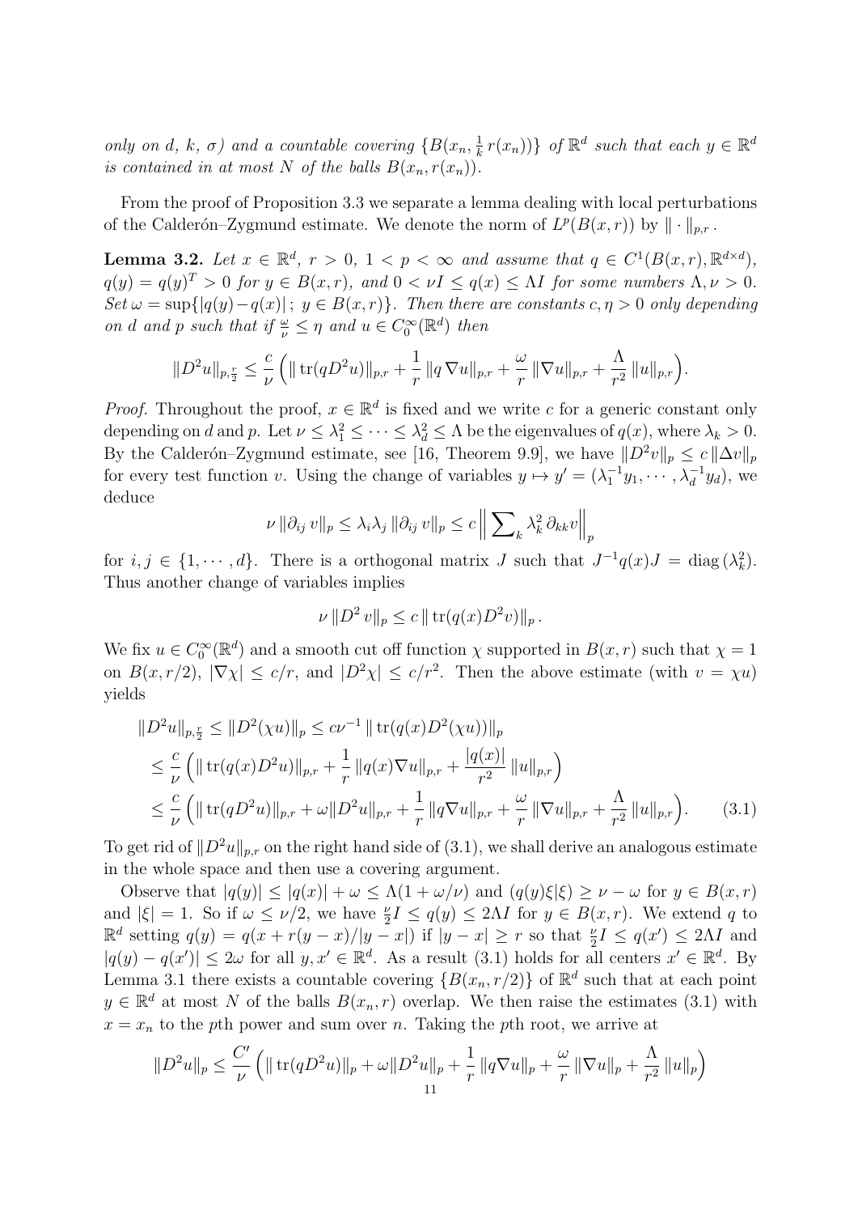*only on d, k, σ) and a countable covering* $\{B(x_n, \frac{1}{k}\, r(x_n))\}$ *of* $\mathbb{R}^d$ *such that each* $y \in \mathbb{R}^d$ *is contained in at most* $N$ *of the balls* $B(x_n, r(x_n))$*.*

From the proof of Proposition 3.3 we separate a lemma dealing with local perturbations of the Calderón–Zygmund estimate. We denote the norm of $L^p(B(x,r))$ by $\|\cdot\|_{p,r}$.

**Lemma 3.2.** *Let* $x \in \mathbb{R}^d$*,* $r > 0$*,* $1 < p < \infty$ *and assume that* $q \in C^1(B(x,r), \mathbb{R}^{d\times d})$*,* $q(y) = q(y)^T > 0$ *for* $y \in B(x,r)$*, and* $0 < \nu I \le q(x) \le \Lambda I$ *for some numbers* $\Lambda, \nu > 0$*. Set* $\omega = \sup\{|q(y) - q(x)|\,;\ y \in B(x,r)\}$*. Then there are constants* $c, \eta > 0$ *only depending on* $d$ *and* $p$ *such that if* $\frac{\omega}{\nu} \le \eta$ *and* $u \in C_0^\infty(\mathbb{R}^d)$ *then*

$$\|D^2 u\|_{p,\frac{r}{2}} \le \frac{c}{\nu}\Big(\|\operatorname{tr}(qD^2u)\|_{p,r} + \frac{1}{r}\,\|q\,\nabla u\|_{p,r} + \frac{\omega}{r}\,\|\nabla u\|_{p,r} + \frac{\Lambda}{r^2}\,\|u\|_{p,r}\Big).$$

*Proof.* Throughout the proof, $x \in \mathbb{R}^d$ is fixed and we write $c$ for a generic constant only depending on $d$ and $p$. Let $\nu \le \lambda_1^2 \le \cdots \le \lambda_d^2 \le \Lambda$ be the eigenvalues of $q(x)$, where $\lambda_k > 0$. By the Calderón–Zygmund estimate, see [16, Theorem 9.9], we have $\|D^2 v\|_p \le c\,\|\Delta v\|_p$ for every test function $v$. Using the change of variables $y \mapsto y' = (\lambda_1^{-1} y_1, \cdots, \lambda_d^{-1} y_d)$, we deduce

$$\nu\,\|\partial_{ij}\, v\|_p \le \lambda_i \lambda_j\,\|\partial_{ij}\, v\|_p \le c\,\Big\|\sum\nolimits_k \lambda_k^2\,\partial_{kk} v\Big\|_p$$

for $i, j \in \{1, \cdots, d\}$. There is a orthogonal matrix $J$ such that $J^{-1} q(x) J = \operatorname{diag}(\lambda_k^2)$. Thus another change of variables implies

$$\nu\,\|D^2\, v\|_p \le c\,\|\operatorname{tr}(q(x) D^2 v)\|_p\,.$$

We fix $u \in C_0^\infty(\mathbb{R}^d)$ and a smooth cut off function $\chi$ supported in $B(x,r)$ such that $\chi = 1$ on $B(x, r/2)$, $|\nabla \chi| \le c/r$, and $|D^2 \chi| \le c/r^2$. Then the above estimate (with $v = \chi u$) yields

$$\begin{aligned}
\|D^2 u\|_{p,\frac{r}{2}} &\le \|D^2(\chi u)\|_p \le c\nu^{-1}\,\|\operatorname{tr}(q(x) D^2(\chi u))\|_p \\
&\le \frac{c}{\nu}\Big(\|\operatorname{tr}(q(x)D^2 u)\|_{p,r} + \frac{1}{r}\,\|q(x)\nabla u\|_{p,r} + \frac{|q(x)|}{r^2}\,\|u\|_{p,r}\Big) \\
&\le \frac{c}{\nu}\Big(\|\operatorname{tr}(qD^2 u)\|_{p,r} + \omega\|D^2 u\|_{p,r} + \frac{1}{r}\,\|q\nabla u\|_{p,r} + \frac{\omega}{r}\,\|\nabla u\|_{p,r} + \frac{\Lambda}{r^2}\,\|u\|_{p,r}\Big). \qquad (3.1)
\end{aligned}$$

To get rid of $\|D^2 u\|_{p,r}$ on the right hand side of (3.1), we shall derive an analogous estimate in the whole space and then use a covering argument.

Observe that $|q(y)| \le |q(x)| + \omega \le \Lambda(1 + \omega/\nu)$ and $(q(y)\xi|\xi) \ge \nu - \omega$ for $y \in B(x,r)$ and $|\xi| = 1$. So if $\omega \le \nu/2$, we have $\frac{\nu}{2} I \le q(y) \le 2\Lambda I$ for $y \in B(x,r)$. We extend $q$ to $\mathbb{R}^d$ setting $q(y) = q(x + r(y-x)/|y-x|)$ if $|y - x| \ge r$ so that $\frac{\nu}{2} I \le q(x') \le 2\Lambda I$ and $|q(y) - q(x')| \le 2\omega$ for all $y, x' \in \mathbb{R}^d$. As a result (3.1) holds for all centers $x' \in \mathbb{R}^d$. By Lemma 3.1 there exists a countable covering $\{B(x_n, r/2)\}$ of $\mathbb{R}^d$ such that at each point $y \in \mathbb{R}^d$ at most $N$ of the balls $B(x_n, r)$ overlap. We then raise the estimates (3.1) with $x = x_n$ to the $p$th power and sum over $n$. Taking the $p$th root, we arrive at

$$\|D^2 u\|_p \le \frac{C'}{\nu}\Big(\|\operatorname{tr}(qD^2 u)\|_p + \omega\|D^2 u\|_p + \frac{1}{r}\,\|q\nabla u\|_p + \frac{\omega}{r}\,\|\nabla u\|_p + \frac{\Lambda}{r^2}\,\|u\|_p\Big)$$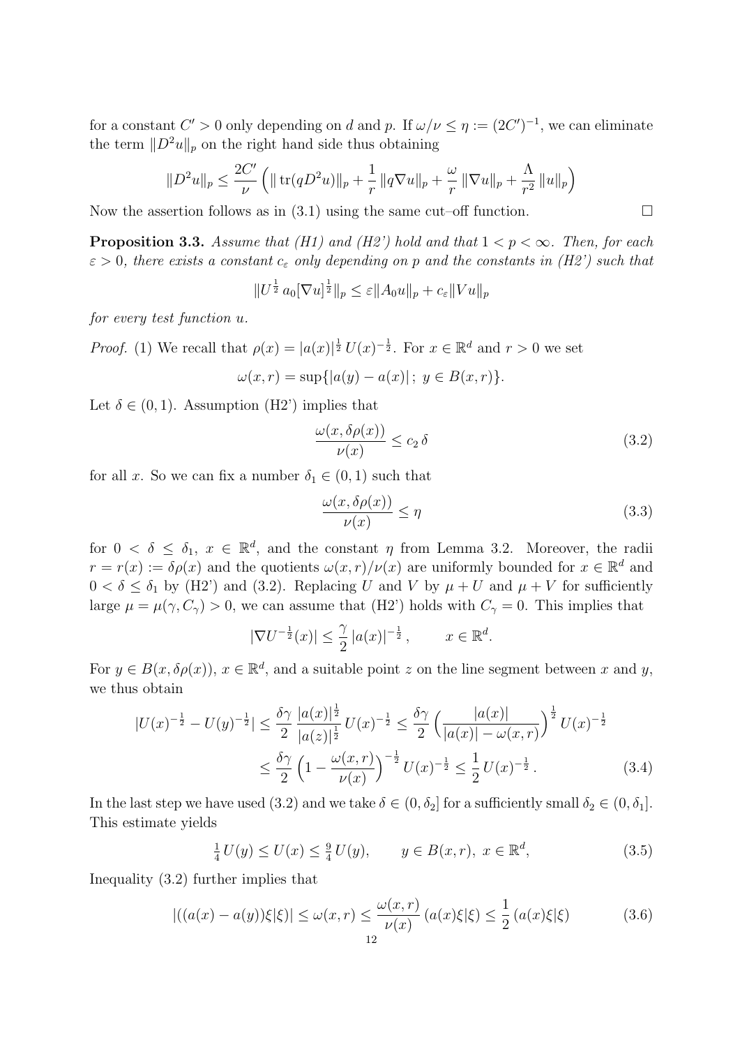for a constant $C' > 0$ only depending on $d$ and $p$. If $\omega/\nu \le \eta := (2C')^{-1}$, we can eliminate the term $\|D^2 u\|_p$ on the right hand side thus obtaining

$$\|D^2 u\|_p \le \frac{2C'}{\nu} \Big( \| \operatorname{tr}(qD^2u)\|_p + \frac{1}{r}\, \|q\nabla u\|_p + \frac{\omega}{r}\, \|\nabla u\|_p + \frac{\Lambda}{r^2}\, \|u\|_p \Big)$$

Now the assertion follows as in (3.1) using the same cut–off function. $\square$

**Proposition 3.3.** *Assume that (H1) and (H2') hold and that $1 < p < \infty$. Then, for each $\varepsilon > 0$, there exists a constant $c_\varepsilon$ only depending on $p$ and the constants in (H2') such that*

$$\|U^{\frac{1}{2}}\, a_0[\nabla u]^{\frac{1}{2}}\|_p \le \varepsilon \|A_0 u\|_p + c_\varepsilon \|V u\|_p$$

*for every test function $u$.*

*Proof.* (1) We recall that $\rho(x) = |a(x)|^{\frac{1}{2}}\, U(x)^{-\frac{1}{2}}$. For $x \in \mathbb{R}^d$ and $r > 0$ we set

$$\omega(x,r) = \sup\{|a(y) - a(x)|\,;\; y \in B(x,r)\}.$$

Let $\delta \in (0,1)$. Assumption (H2') implies that

$$\frac{\omega(x, \delta\rho(x))}{\nu(x)} \le c_2\, \delta \tag{3.2}$$

for all $x$. So we can fix a number $\delta_1 \in (0,1)$ such that

$$\frac{\omega(x, \delta\rho(x))}{\nu(x)} \le \eta \tag{3.3}$$

for $0 < \delta \le \delta_1$, $x \in \mathbb{R}^d$, and the constant $\eta$ from Lemma 3.2. Moreover, the radii $r = r(x) := \delta\rho(x)$ and the quotients $\omega(x,r)/\nu(x)$ are uniformly bounded for $x \in \mathbb{R}^d$ and $0 < \delta \le \delta_1$ by (H2') and (3.2). Replacing $U$ and $V$ by $\mu + U$ and $\mu + V$ for sufficiently large $\mu = \mu(\gamma, C_\gamma) > 0$, we can assume that (H2') holds with $C_\gamma = 0$. This implies that

$$|\nabla U^{-\frac{1}{2}}(x)| \le \frac{\gamma}{2}\, |a(x)|^{-\frac{1}{2}}\,, \qquad x \in \mathbb{R}^d.$$

For $y \in B(x, \delta\rho(x))$, $x \in \mathbb{R}^d$, and a suitable point $z$ on the line segment between $x$ and $y$, we thus obtain

$$\begin{aligned}
|U(x)^{-\frac{1}{2}} - U(y)^{-\frac{1}{2}}| &\le \frac{\delta\gamma}{2}\, \frac{|a(x)|^{\frac{1}{2}}}{|a(z)|^{\frac{1}{2}}}\, U(x)^{-\frac{1}{2}} \le \frac{\delta\gamma}{2} \Big( \frac{|a(x)|}{|a(x)| - \omega(x,r)} \Big)^{\frac{1}{2}}\, U(x)^{-\frac{1}{2}} \\
&\le \frac{\delta\gamma}{2} \Big( 1 - \frac{\omega(x,r)}{\nu(x)} \Big)^{-\frac{1}{2}}\, U(x)^{-\frac{1}{2}} \le \frac{1}{2}\, U(x)^{-\frac{1}{2}}\,.
\end{aligned} \tag{3.4}$$

In the last step we have used (3.2) and we take $\delta \in (0, \delta_2]$ for a sufficiently small $\delta_2 \in (0, \delta_1]$. This estimate yields

$$\tfrac{1}{4}\, U(y) \le U(x) \le \tfrac{9}{4}\, U(y), \qquad y \in B(x,r),\ x \in \mathbb{R}^d, \tag{3.5}$$

Inequality (3.2) further implies that

$$|((a(x) - a(y))\xi|\xi)| \le \omega(x,r) \le \frac{\omega(x,r)}{\nu(x)}\, (a(x)\xi|\xi) \le \frac{1}{2}\, (a(x)\xi|\xi) \tag{3.6}$$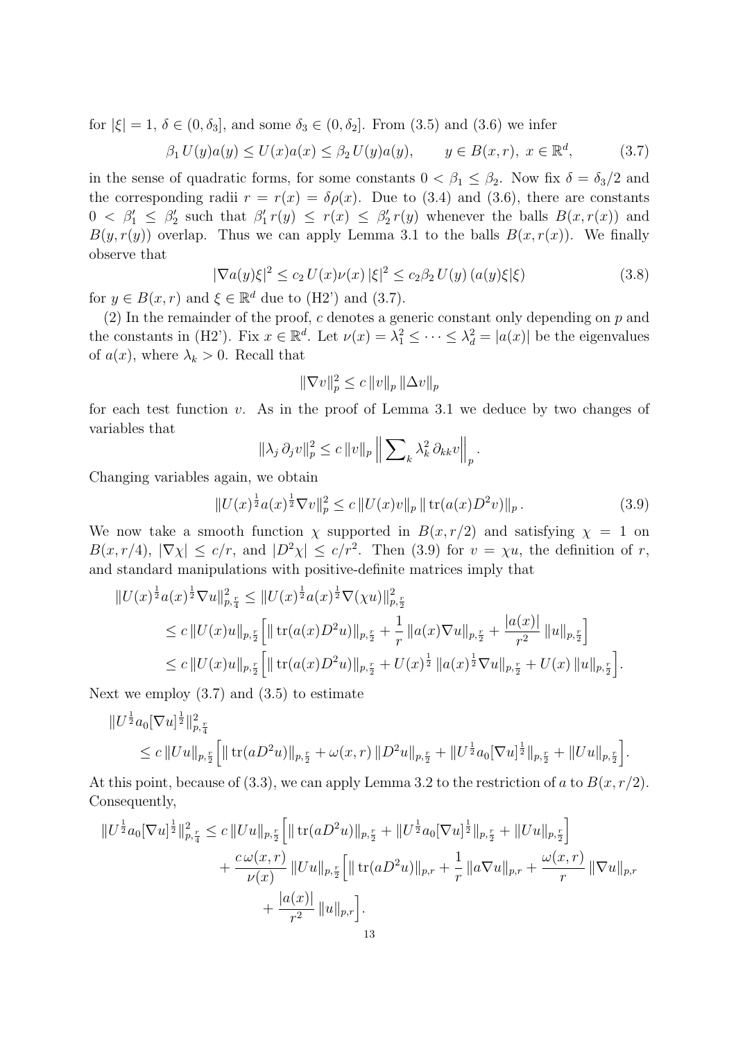for $|\xi| = 1$, $\delta \in (0, \delta_3]$, and some $\delta_3 \in (0, \delta_2]$. From (3.5) and (3.6) we infer

$$\beta_1\, U(y)a(y) \le U(x)a(x) \le \beta_2\, U(y)a(y), \qquad y \in B(x, r),\ x \in \mathbb{R}^d, \tag{3.7}$$

in the sense of quadratic forms, for some constants $0 < \beta_1 \le \beta_2$. Now fix $\delta = \delta_3/2$ and the corresponding radii $r = r(x) = \delta\rho(x)$. Due to (3.4) and (3.6), there are constants $0 < \beta_1' \le \beta_2'$ such that $\beta_1'\, r(y) \le r(x) \le \beta_2'\, r(y)$ whenever the balls $B(x, r(x))$ and $B(y, r(y))$ overlap. Thus we can apply Lemma 3.1 to the balls $B(x, r(x))$. We finally observe that

$$|\nabla a(y)\xi|^2 \le c_2\, U(x)\nu(x)\, |\xi|^2 \le c_2\beta_2\, U(y)\, (a(y)\xi|\xi) \tag{3.8}$$

for $y \in B(x, r)$ and $\xi \in \mathbb{R}^d$ due to (H2') and (3.7).

(2) In the remainder of the proof, $c$ denotes a generic constant only depending on $p$ and the constants in (H2'). Fix $x \in \mathbb{R}^d$. Let $\nu(x) = \lambda_1^2 \le \cdots \le \lambda_d^2 = |a(x)|$ be the eigenvalues of $a(x)$, where $\lambda_k > 0$. Recall that

$$\|\nabla v\|_p^2 \le c\, \|v\|_p\, \|\Delta v\|_p$$

for each test function $v$. As in the proof of Lemma 3.1 we deduce by two changes of variables that

$$\|\lambda_j\, \partial_j v\|_p^2 \le c\, \|v\|_p\, \Big\| \sum\nolimits_k \lambda_k^2\, \partial_{kk} v \Big\|_p .$$

Changing variables again, we obtain

$$\|U(x)^{\frac12} a(x)^{\frac12} \nabla v\|_p^2 \le c\, \|U(x) v\|_p\, \|\operatorname{tr}(a(x) D^2 v)\|_p . \tag{3.9}$$

We now take a smooth function $\chi$ supported in $B(x, r/2)$ and satisfying $\chi = 1$ on $B(x, r/4)$, $|\nabla\chi| \le c/r$, and $|D^2\chi| \le c/r^2$. Then (3.9) for $v = \chi u$, the definition of $r$, and standard manipulations with positive-definite matrices imply that

$$\begin{aligned}
\|U(x)^{\frac12} a(x)^{\frac12} \nabla u\|_{p,\frac r4}^2 &\le \|U(x)^{\frac12} a(x)^{\frac12} \nabla(\chi u)\|_{p,\frac r2}^2 \\
&\le c\, \|U(x) u\|_{p,\frac r2} \Big[ \|\operatorname{tr}(a(x) D^2 u)\|_{p,\frac r2} + \frac1r\, \|a(x)\nabla u\|_{p,\frac r2} + \frac{|a(x)|}{r^2}\, \|u\|_{p,\frac r2} \Big] \\
&\le c\, \|U(x) u\|_{p,\frac r2} \Big[ \|\operatorname{tr}(a(x) D^2 u)\|_{p,\frac r2} + U(x)^{\frac12}\, \|a(x)^{\frac12} \nabla u\|_{p,\frac r2} + U(x)\, \|u\|_{p,\frac r2} \Big].
\end{aligned}$$

Next we employ (3.7) and (3.5) to estimate

$$\begin{aligned}
&\|U^{\frac12} a_0 [\nabla u]^{\frac12}\|_{p,\frac r4}^2 \\
&\quad \le c\, \|U u\|_{p,\frac r2} \Big[ \|\operatorname{tr}(a D^2 u)\|_{p,\frac r2} + \omega(x, r)\, \|D^2 u\|_{p,\frac r2} + \|U^{\frac12} a_0 [\nabla u]^{\frac12}\|_{p,\frac r2} + \|U u\|_{p,\frac r2} \Big].
\end{aligned}$$

At this point, because of (3.3), we can apply Lemma 3.2 to the restriction of $a$ to $B(x, r/2)$. Consequently,

$$\begin{aligned}
\|U^{\frac12} a_0 [\nabla u]^{\frac12}\|_{p,\frac r4}^2 &\le c\, \|U u\|_{p,\frac r2} \Big[ \|\operatorname{tr}(a D^2 u)\|_{p,\frac r2} + \|U^{\frac12} a_0 [\nabla u]^{\frac12}\|_{p,\frac r2} + \|U u\|_{p,\frac r2} \Big] \\
&\quad + \frac{c\, \omega(x, r)}{\nu(x)}\, \|U u\|_{p,\frac r2} \Big[ \|\operatorname{tr}(a D^2 u)\|_{p,r} + \frac1r\, \|a \nabla u\|_{p,r} + \frac{\omega(x, r)}{r}\, \|\nabla u\|_{p,r} \\
&\qquad + \frac{|a(x)|}{r^2}\, \|u\|_{p,r} \Big].
\end{aligned}$$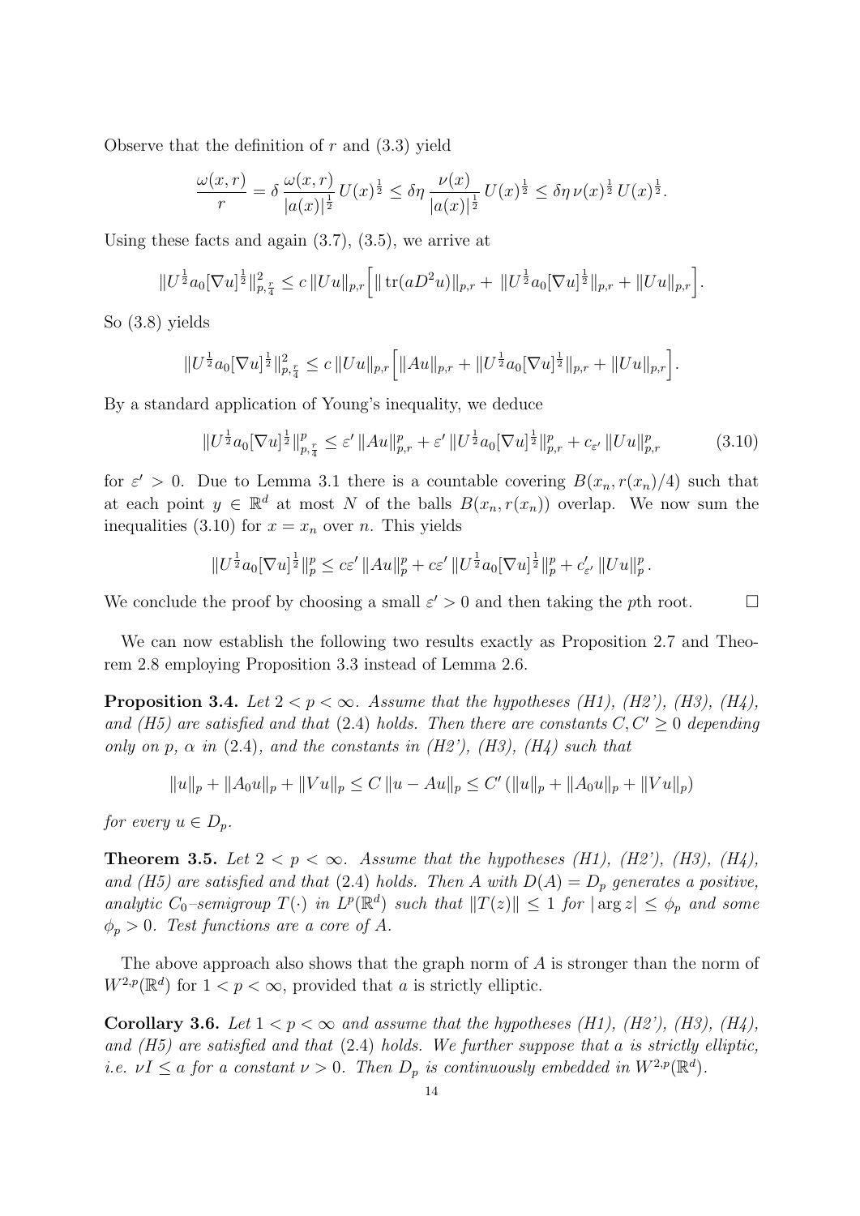Observe that the definition of $r$ and (3.3) yield

$$\frac{\omega(x,r)}{r} = \delta\, \frac{\omega(x,r)}{|a(x)|^{\frac12}}\, U(x)^{\frac12} \le \delta\eta\, \frac{\nu(x)}{|a(x)|^{\frac12}}\, U(x)^{\frac12} \le \delta\eta\, \nu(x)^{\frac12}\, U(x)^{\frac12}.$$

Using these facts and again (3.7), (3.5), we arrive at

$$\|U^{\frac12} a_0 [\nabla u]^{\frac12}\|_{p,\frac{r}{4}}^2 \le c\, \|Uu\|_{p,r} \Big[ \|\operatorname{tr}(aD^2 u)\|_{p,r} + \|U^{\frac12} a_0 [\nabla u]^{\frac12}\|_{p,r} + \|Uu\|_{p,r} \Big].$$

So (3.8) yields

$$\|U^{\frac12} a_0 [\nabla u]^{\frac12}\|_{p,\frac{r}{4}}^2 \le c\, \|Uu\|_{p,r} \Big[ \|Au\|_{p,r} + \|U^{\frac12} a_0 [\nabla u]^{\frac12}\|_{p,r} + \|Uu\|_{p,r} \Big].$$

By a standard application of Young's inequality, we deduce

$$\|U^{\frac12} a_0 [\nabla u]^{\frac12}\|_{p,\frac{r}{4}}^p \le \varepsilon'\, \|Au\|_{p,r}^p + \varepsilon'\, \|U^{\frac12} a_0 [\nabla u]^{\frac12}\|_{p,r}^p + c_{\varepsilon'}\, \|Uu\|_{p,r}^p \tag{3.10}$$

for $\varepsilon' > 0$. Due to Lemma 3.1 there is a countable covering $B(x_n, r(x_n)/4)$ such that at each point $y \in \mathbb{R}^d$ at most $N$ of the balls $B(x_n, r(x_n))$ overlap. We now sum the inequalities (3.10) for $x = x_n$ over $n$. This yields

$$\|U^{\frac12} a_0 [\nabla u]^{\frac12}\|_p^p \le c\varepsilon'\, \|Au\|_p^p + c\varepsilon'\, \|U^{\frac12} a_0 [\nabla u]^{\frac12}\|_p^p + c'_{\varepsilon'}\, \|Uu\|_p^p.$$

We conclude the proof by choosing a small $\varepsilon' > 0$ and then taking the $p$th root. $\square$

We can now establish the following two results exactly as Proposition 2.7 and Theorem 2.8 employing Proposition 3.3 instead of Lemma 2.6.

**Proposition 3.4.** *Let $2 < p < \infty$. Assume that the hypotheses (H1), (H2'), (H3), (H4), and (H5) are satisfied and that* (2.4) *holds. Then there are constants $C, C' \ge 0$ depending only on $p$, $\alpha$ in* (2.4)*, and the constants in (H2'), (H3), (H4) such that*

$$\|u\|_p + \|A_0 u\|_p + \|Vu\|_p \le C\, \|u - Au\|_p \le C'\, (\|u\|_p + \|A_0 u\|_p + \|Vu\|_p)$$

*for every $u \in D_p$.*

**Theorem 3.5.** *Let $2 < p < \infty$. Assume that the hypotheses (H1), (H2'), (H3), (H4), and (H5) are satisfied and that* (2.4) *holds. Then $A$ with $D(A) = D_p$ generates a positive, analytic $C_0$–semigroup $T(\cdot)$ in $L^p(\mathbb{R}^d)$ such that $\|T(z)\| \le 1$ for $|\arg z| \le \phi_p$ and some $\phi_p > 0$. Test functions are a core of $A$.*

The above approach also shows that the graph norm of $A$ is stronger than the norm of $W^{2,p}(\mathbb{R}^d)$ for $1 < p < \infty$, provided that $a$ is strictly elliptic.

**Corollary 3.6.** *Let $1 < p < \infty$ and assume that the hypotheses (H1), (H2'), (H3), (H4), and (H5) are satisfied and that* (2.4) *holds. We further suppose that $a$ is strictly elliptic, i.e. $\nu I \le a$ for a constant $\nu > 0$. Then $D_p$ is continuously embedded in $W^{2,p}(\mathbb{R}^d)$.*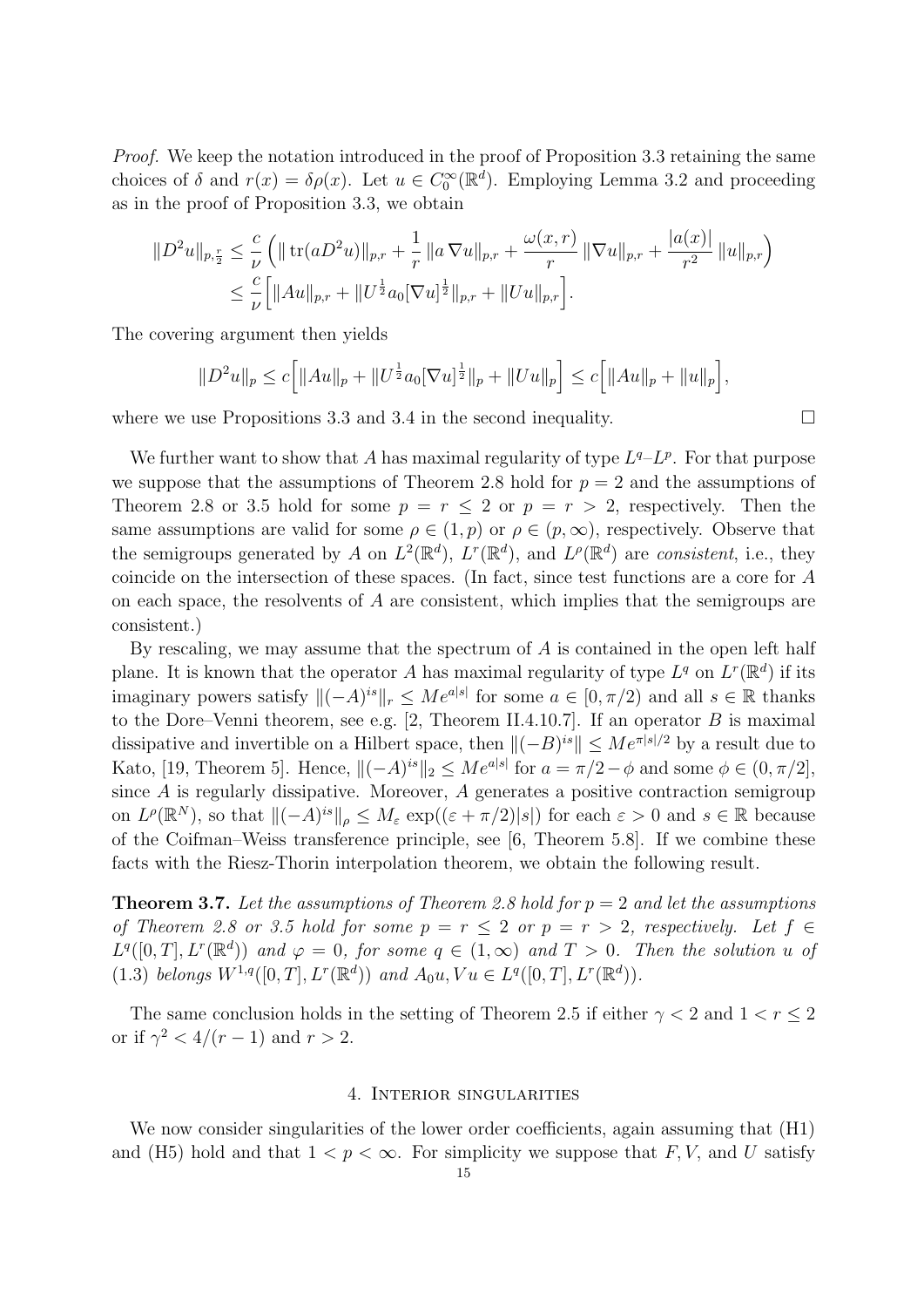*Proof.* We keep the notation introduced in the proof of Proposition 3.3 retaining the same choices of $\delta$ and $r(x) = \delta\rho(x)$. Let $u \in C_0^\infty(\mathbb{R}^d)$. Employing Lemma 3.2 and proceeding as in the proof of Proposition 3.3, we obtain

$$
\begin{aligned}
\|D^2u\|_{p,\frac{r}{2}} &\le \frac{c}{\nu}\Big( \|\operatorname{tr}(aD^2u)\|_{p,r} + \frac{1}{r}\,\|a\,\nabla u\|_{p,r} + \frac{\omega(x,r)}{r}\,\|\nabla u\|_{p,r} + \frac{|a(x)|}{r^2}\,\|u\|_{p,r}\Big) \\
&\le \frac{c}{\nu}\Big[ \|Au\|_{p,r} + \|U^{\frac12} a_0 [\nabla u]^{\frac12}\|_{p,r} + \|Uu\|_{p,r}\Big].
\end{aligned}
$$

The covering argument then yields

$$
\|D^2u\|_p \le c\Big[ \|Au\|_p + \|U^{\frac12} a_0[\nabla u]^{\frac12}\|_p + \|Uu\|_p\Big] \le c\Big[\|Au\|_p + \|u\|_p\Big],
$$

where we use Propositions 3.3 and 3.4 in the second inequality. $\square$

We further want to show that $A$ has maximal regularity of type $L^q$–$L^p$. For that purpose we suppose that the assumptions of Theorem 2.8 hold for $p = 2$ and the assumptions of Theorem 2.8 or 3.5 hold for some $p = r \le 2$ or $p = r > 2$, respectively. Then the same assumptions are valid for some $\rho \in (1, p)$ or $\rho \in (p, \infty)$, respectively. Observe that the semigroups generated by $A$ on $L^2(\mathbb{R}^d)$, $L^r(\mathbb{R}^d)$, and $L^\rho(\mathbb{R}^d)$ are *consistent*, i.e., they coincide on the intersection of these spaces. (In fact, since test functions are a core for $A$ on each space, the resolvents of $A$ are consistent, which implies that the semigroups are consistent.)

By rescaling, we may assume that the spectrum of $A$ is contained in the open left half plane. It is known that the operator $A$ has maximal regularity of type $L^q$ on $L^r(\mathbb{R}^d)$ if its imaginary powers satisfy $\|(-A)^{is}\|_r \le Me^{a|s|}$ for some $a \in [0, \pi/2)$ and all $s \in \mathbb{R}$ thanks to the Dore–Venni theorem, see e.g. [2, Theorem II.4.10.7]. If an operator $B$ is maximal dissipative and invertible on a Hilbert space, then $\|(-B)^{is}\| \le Me^{\pi|s|/2}$ by a result due to Kato, [19, Theorem 5]. Hence, $\|(-A)^{is}\|_2 \le Me^{a|s|}$ for $a = \pi/2 - \phi$ and some $\phi \in (0, \pi/2]$, since $A$ is regularly dissipative. Moreover, $A$ generates a positive contraction semigroup on $L^\rho(\mathbb{R}^N)$, so that $\|(-A)^{is}\|_\rho \le M_\varepsilon \exp((\varepsilon + \pi/2)|s|)$ for each $\varepsilon > 0$ and $s \in \mathbb{R}$ because of the Coifman–Weiss transference principle, see [6, Theorem 5.8]. If we combine these facts with the Riesz-Thorin interpolation theorem, we obtain the following result.

**Theorem 3.7.** *Let the assumptions of Theorem 2.8 hold for $p = 2$ and let the assumptions of Theorem 2.8 or 3.5 hold for some $p = r \le 2$ or $p = r > 2$, respectively. Let $f \in L^q([0,T], L^r(\mathbb{R}^d))$ and $\varphi = 0$, for some $q \in (1, \infty)$ and $T > 0$. Then the solution $u$ of (1.3) belongs $W^{1,q}([0,T], L^r(\mathbb{R}^d))$ and $A_0u, Vu \in L^q([0,T], L^r(\mathbb{R}^d))$.*

The same conclusion holds in the setting of Theorem 2.5 if either $\gamma < 2$ and $1 < r \le 2$ or if $\gamma^2 < 4/(r-1)$ and $r > 2$.

## 4. Interior singularities

We now consider singularities of the lower order coefficients, again assuming that (H1) and (H5) hold and that $1 < p < \infty$. For simplicity we suppose that $F, V$, and $U$ satisfy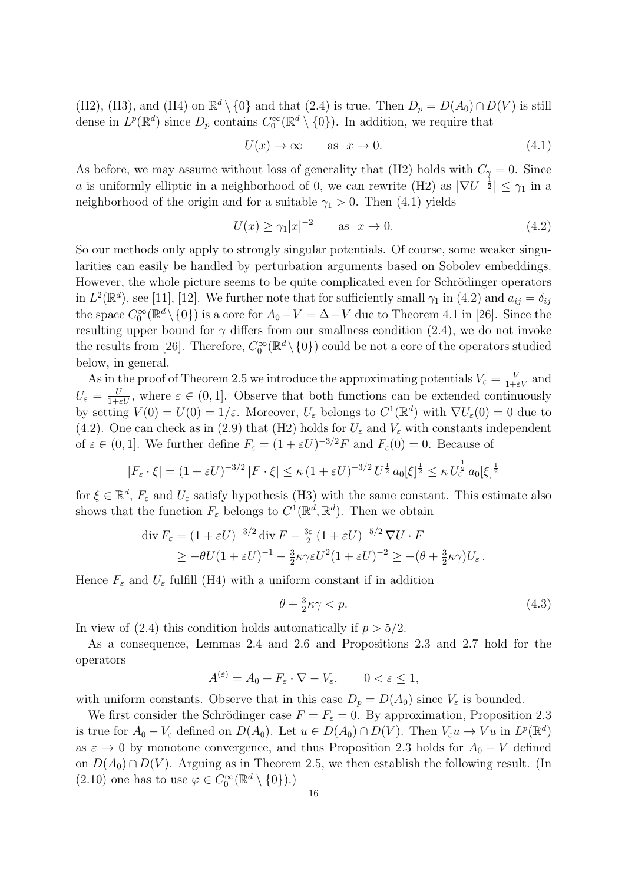(H2), (H3), and (H4) on $\mathbb{R}^d \setminus \{0\}$ and that (2.4) is true. Then $D_p = D(A_0) \cap D(V)$ is still dense in $L^p(\mathbb{R}^d)$ since $D_p$ contains $C_0^\infty(\mathbb{R}^d \setminus \{0\})$. In addition, we require that

$$U(x) \to \infty \qquad \text{as} \quad x \to 0. \tag{4.1}$$

As before, we may assume without loss of generality that (H2) holds with $C_\gamma = 0$. Since $a$ is uniformly elliptic in a neighborhood of 0, we can rewrite (H2) as $|\nabla U^{-\frac{1}{2}}| \le \gamma_1$ in a neighborhood of the origin and for a suitable $\gamma_1 > 0$. Then (4.1) yields

$$U(x) \ge \gamma_1 |x|^{-2} \qquad \text{as} \quad x \to 0. \tag{4.2}$$

So our methods only apply to strongly singular potentials. Of course, some weaker singularities can easily be handled by perturbation arguments based on Sobolev embeddings. However, the whole picture seems to be quite complicated even for Schrödinger operators in $L^2(\mathbb{R}^d)$, see [11], [12]. We further note that for sufficiently small $\gamma_1$ in (4.2) and $a_{ij} = \delta_{ij}$ the space $C_0^\infty(\mathbb{R}^d \setminus \{0\})$ is a core for $A_0 - V = \Delta - V$ due to Theorem 4.1 in [26]. Since the resulting upper bound for $\gamma$ differs from our smallness condition (2.4), we do not invoke the results from [26]. Therefore, $C_0^\infty(\mathbb{R}^d \setminus \{0\})$ could be not a core of the operators studied below, in general.

As in the proof of Theorem 2.5 we introduce the approximating potentials $V_\varepsilon = \frac{V}{1+\varepsilon V}$ and $U_\varepsilon = \frac{U}{1+\varepsilon U}$, where $\varepsilon \in (0, 1]$. Observe that both functions can be extended continuously by setting $V(0) = U(0) = 1/\varepsilon$. Moreover, $U_\varepsilon$ belongs to $C^1(\mathbb{R}^d)$ with $\nabla U_\varepsilon(0) = 0$ due to (4.2). One can check as in (2.9) that (H2) holds for $U_\varepsilon$ and $V_\varepsilon$ with constants independent of $\varepsilon \in (0, 1]$. We further define $F_\varepsilon = (1 + \varepsilon U)^{-3/2} F$ and $F_\varepsilon(0) = 0$. Because of

$$|F_\varepsilon \cdot \xi| = (1 + \varepsilon U)^{-3/2} \, |F \cdot \xi| \le \kappa \, (1 + \varepsilon U)^{-3/2} \, U^{\frac{1}{2}} \, a_0[\xi]^{\frac{1}{2}} \le \kappa \, U_\varepsilon^{\frac{1}{2}} \, a_0[\xi]^{\frac{1}{2}}$$

for $\xi \in \mathbb{R}^d$, $F_\varepsilon$ and $U_\varepsilon$ satisfy hypothesis (H3) with the same constant. This estimate also shows that the function $F_\varepsilon$ belongs to $C^1(\mathbb{R}^d, \mathbb{R}^d)$. Then we obtain

$$\begin{aligned}
\operatorname{div} F_\varepsilon &= (1 + \varepsilon U)^{-3/2} \operatorname{div} F - \tfrac{3\varepsilon}{2} \, (1 + \varepsilon U)^{-5/2} \, \nabla U \cdot F \\
&\ge -\theta U (1 + \varepsilon U)^{-1} - \tfrac{3}{2} \kappa \gamma \varepsilon U^2 (1 + \varepsilon U)^{-2} \ge -(\theta + \tfrac{3}{2} \kappa \gamma) U_\varepsilon \, .
\end{aligned}$$

Hence $F_\varepsilon$ and $U_\varepsilon$ fulfill (H4) with a uniform constant if in addition

$$\theta + \tfrac{3}{2} \kappa \gamma < p. \tag{4.3}$$

In view of (2.4) this condition holds automatically if $p > 5/2$.

As a consequence, Lemmas 2.4 and 2.6 and Propositions 2.3 and 2.7 hold for the operators

$$A^{(\varepsilon)} = A_0 + F_\varepsilon \cdot \nabla - V_\varepsilon, \qquad 0 < \varepsilon \le 1,$$

with uniform constants. Observe that in this case $D_p = D(A_0)$ since $V_\varepsilon$ is bounded.

We first consider the Schrödinger case $F = F_\varepsilon = 0$. By approximation, Proposition 2.3 is true for $A_0 - V_\varepsilon$ defined on $D(A_0)$. Let $u \in D(A_0) \cap D(V)$. Then $V_\varepsilon u \to V u$ in $L^p(\mathbb{R}^d)$ as $\varepsilon \to 0$ by monotone convergence, and thus Proposition 2.3 holds for $A_0 - V$ defined on $D(A_0) \cap D(V)$. Arguing as in Theorem 2.5, we then establish the following result. (In (2.10) one has to use $\varphi \in C_0^\infty(\mathbb{R}^d \setminus \{0\})$.)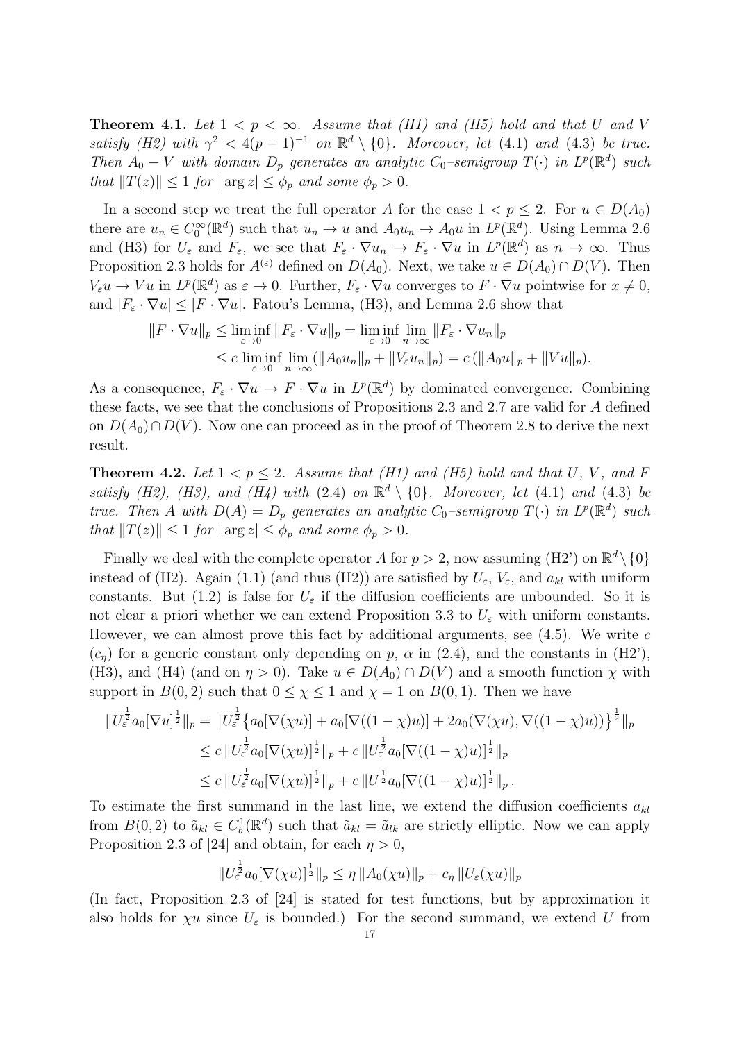**Theorem 4.1.** *Let $1 < p < \infty$. Assume that (H1) and (H5) hold and that $U$ and $V$ satisfy (H2) with $\gamma^2 < 4(p-1)^{-1}$ on $\mathbb{R}^d \setminus \{0\}$. Moreover, let* (4.1) *and* (4.3) *be true. Then $A_0 - V$ with domain $D_p$ generates an analytic $C_0$–semigroup $T(\cdot)$ in $L^p(\mathbb{R}^d)$ such that $\|T(z)\| \le 1$ for $|\arg z| \le \phi_p$ and some $\phi_p > 0$.*

In a second step we treat the full operator $A$ for the case $1 < p \le 2$. For $u \in D(A_0)$ there are $u_n \in C_0^\infty(\mathbb{R}^d)$ such that $u_n \to u$ and $A_0 u_n \to A_0 u$ in $L^p(\mathbb{R}^d)$. Using Lemma 2.6 and (H3) for $U_\varepsilon$ and $F_\varepsilon$, we see that $F_\varepsilon \cdot \nabla u_n \to F_\varepsilon \cdot \nabla u$ in $L^p(\mathbb{R}^d)$ as $n \to \infty$. Thus Proposition 2.3 holds for $A^{(\varepsilon)}$ defined on $D(A_0)$. Next, we take $u \in D(A_0) \cap D(V)$. Then $V_\varepsilon u \to Vu$ in $L^p(\mathbb{R}^d)$ as $\varepsilon \to 0$. Further, $F_\varepsilon \cdot \nabla u$ converges to $F \cdot \nabla u$ pointwise for $x \neq 0$, and $|F_\varepsilon \cdot \nabla u| \le |F \cdot \nabla u|$. Fatou's Lemma, (H3), and Lemma 2.6 show that

$$
\begin{aligned}
\|F \cdot \nabla u\|_p &\le \liminf_{\varepsilon \to 0} \|F_\varepsilon \cdot \nabla u\|_p = \liminf_{\varepsilon \to 0} \lim_{n \to \infty} \|F_\varepsilon \cdot \nabla u_n\|_p \\
&\le c \liminf_{\varepsilon \to 0} \lim_{n \to \infty} (\|A_0 u_n\|_p + \|V_\varepsilon u_n\|_p) = c\,(\|A_0 u\|_p + \|Vu\|_p).
\end{aligned}
$$

As a consequence, $F_\varepsilon \cdot \nabla u \to F \cdot \nabla u$ in $L^p(\mathbb{R}^d)$ by dominated convergence. Combining these facts, we see that the conclusions of Propositions 2.3 and 2.7 are valid for $A$ defined on $D(A_0) \cap D(V)$. Now one can proceed as in the proof of Theorem 2.8 to derive the next result.

**Theorem 4.2.** *Let $1 < p \le 2$. Assume that (H1) and (H5) hold and that $U$, $V$, and $F$ satisfy (H2), (H3), and (H4) with* (2.4) *on $\mathbb{R}^d \setminus \{0\}$. Moreover, let* (4.1) *and* (4.3) *be true. Then $A$ with $D(A) = D_p$ generates an analytic $C_0$–semigroup $T(\cdot)$ in $L^p(\mathbb{R}^d)$ such that $\|T(z)\| \le 1$ for $|\arg z| \le \phi_p$ and some $\phi_p > 0$.*

Finally we deal with the complete operator $A$ for $p > 2$, now assuming (H2') on $\mathbb{R}^d \setminus \{0\}$ instead of (H2). Again (1.1) (and thus (H2)) are satisfied by $U_\varepsilon$, $V_\varepsilon$, and $a_{kl}$ with uniform constants. But (1.2) is false for $U_\varepsilon$ if the diffusion coefficients are unbounded. So it is not clear a priori whether we can extend Proposition 3.3 to $U_\varepsilon$ with uniform constants. However, we can almost prove this fact by additional arguments, see (4.5). We write $c$ ($c_\eta$) for a generic constant only depending on $p$, $\alpha$ in (2.4), and the constants in (H2'), (H3), and (H4) (and on $\eta > 0$). Take $u \in D(A_0) \cap D(V)$ and a smooth function $\chi$ with support in $B(0,2)$ such that $0 \le \chi \le 1$ and $\chi = 1$ on $B(0,1)$. Then we have

$$
\begin{aligned}
\|U_\varepsilon^{\frac{1}{2}} a_0[\nabla u]^{\frac{1}{2}}\|_p &= \|U_\varepsilon^{\frac{1}{2}} \big\{a_0[\nabla(\chi u)] + a_0[\nabla((1-\chi)u)] + 2a_0(\nabla(\chi u), \nabla((1-\chi)u))\big\}^{\frac{1}{2}}\|_p \\
&\le c\, \|U_\varepsilon^{\frac{1}{2}} a_0[\nabla(\chi u)]^{\frac{1}{2}}\|_p + c\, \|U_\varepsilon^{\frac{1}{2}} a_0[\nabla((1-\chi)u)]^{\frac{1}{2}}\|_p \\
&\le c\, \|U_\varepsilon^{\frac{1}{2}} a_0[\nabla(\chi u)]^{\frac{1}{2}}\|_p + c\, \|U^{\frac{1}{2}} a_0[\nabla((1-\chi)u)]^{\frac{1}{2}}\|_p\,.
\end{aligned}
$$

To estimate the first summand in the last line, we extend the diffusion coefficients $a_{kl}$ from $B(0,2)$ to $\tilde{a}_{kl} \in C_b^1(\mathbb{R}^d)$ such that $\tilde{a}_{kl} = \tilde{a}_{lk}$ are strictly elliptic. Now we can apply Proposition 2.3 of [24] and obtain, for each $\eta > 0$,

$$
\|U_\varepsilon^{\frac{1}{2}} a_0[\nabla(\chi u)]^{\frac{1}{2}}\|_p \le \eta\, \|A_0(\chi u)\|_p + c_\eta\, \|U_\varepsilon(\chi u)\|_p
$$

(In fact, Proposition 2.3 of [24] is stated for test functions, but by approximation it also holds for $\chi u$ since $U_\varepsilon$ is bounded.) For the second summand, we extend $U$ from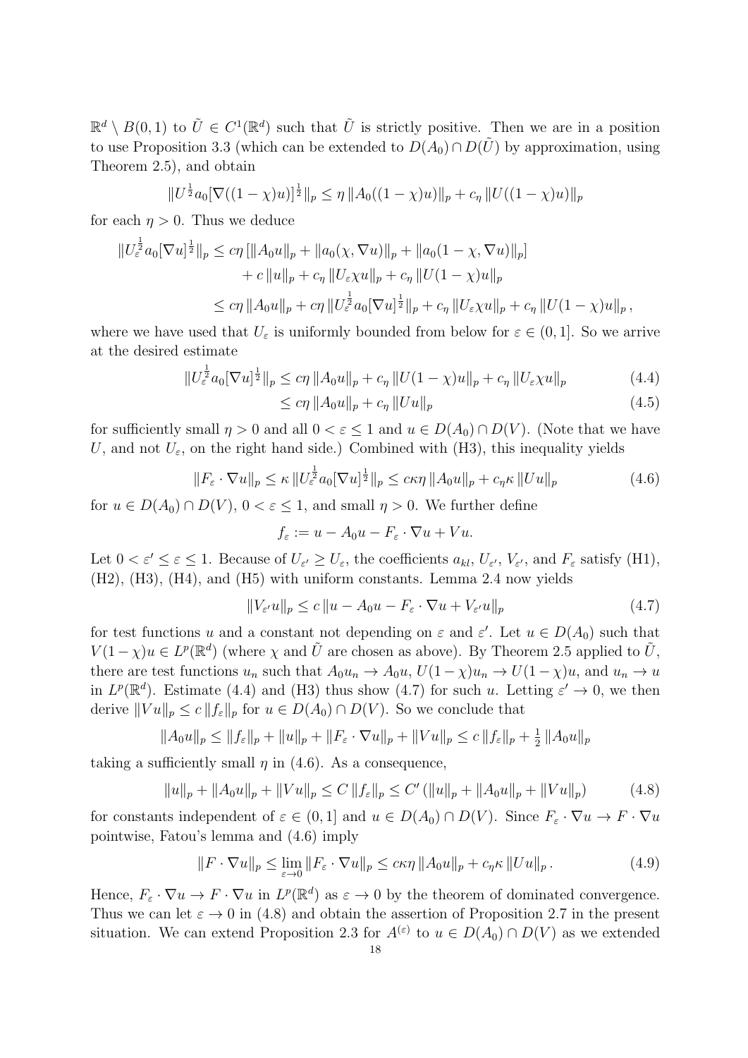$\mathbb{R}^d \setminus B(0,1)$ to $\tilde{U} \in C^1(\mathbb{R}^d)$ such that $\tilde{U}$ is strictly positive. Then we are in a position to use Proposition 3.3 (which can be extended to $D(A_0) \cap D(\tilde{U})$ by approximation, using Theorem 2.5), and obtain

$$\|U^{\frac{1}{2}} a_0[\nabla((1-\chi)u)]^{\frac{1}{2}}\|_p \le \eta \, \|A_0((1-\chi)u)\|_p + c_\eta \, \|U((1-\chi)u)\|_p$$

for each $\eta > 0$. Thus we deduce

$$\begin{aligned}
\|U_\varepsilon^{\frac{1}{2}} a_0[\nabla u]^{\frac{1}{2}}\|_p &\le c\eta \, [\|A_0 u\|_p + \|a_0(\chi, \nabla u)\|_p + \|a_0(1-\chi, \nabla u)\|_p] \\
&\quad + c\,\|u\|_p + c_\eta \,\|U_\varepsilon \chi u\|_p + c_\eta \,\|U(1-\chi)u\|_p \\
&\le c\eta\,\|A_0 u\|_p + c\eta\,\|U_\varepsilon^{\frac{1}{2}} a_0[\nabla u]^{\frac{1}{2}}\|_p + c_\eta\,\|U_\varepsilon \chi u\|_p + c_\eta\,\|U(1-\chi)u\|_p\,,
\end{aligned}$$

where we have used that $U_\varepsilon$ is uniformly bounded from below for $\varepsilon \in (0,1]$. So we arrive at the desired estimate

$$\begin{aligned}
\|U_\varepsilon^{\frac{1}{2}} a_0[\nabla u]^{\frac{1}{2}}\|_p &\le c\eta\,\|A_0 u\|_p + c_\eta\,\|U(1-\chi)u\|_p + c_\eta\,\|U_\varepsilon \chi u\|_p & (4.4)\\
&\le c\eta\,\|A_0 u\|_p + c_\eta\,\|Uu\|_p & (4.5)
\end{aligned}$$

for sufficiently small $\eta > 0$ and all $0 < \varepsilon \le 1$ and $u \in D(A_0) \cap D(V)$. (Note that we have $U$, and not $U_\varepsilon$, on the right hand side.) Combined with (H3), this inequality yields

$$\|F_\varepsilon \cdot \nabla u\|_p \le \kappa\,\|U_\varepsilon^{\frac{1}{2}} a_0[\nabla u]^{\frac{1}{2}}\|_p \le c\kappa\eta\,\|A_0 u\|_p + c_\eta \kappa\,\|Uu\|_p \tag{4.6}$$

for $u \in D(A_0) \cap D(V)$, $0 < \varepsilon \le 1$, and small $\eta > 0$. We further define

$$f_\varepsilon := u - A_0 u - F_\varepsilon \cdot \nabla u + Vu.$$

Let $0 < \varepsilon' \le \varepsilon \le 1$. Because of $U_{\varepsilon'} \ge U_\varepsilon$, the coefficients $a_{kl}$, $U_{\varepsilon'}$, $V_{\varepsilon'}$, and $F_\varepsilon$ satisfy (H1), (H2), (H3), (H4), and (H5) with uniform constants. Lemma 2.4 now yields

$$\|V_{\varepsilon'} u\|_p \le c\,\|u - A_0 u - F_\varepsilon \cdot \nabla u + V_{\varepsilon'} u\|_p \tag{4.7}$$

for test functions $u$ and a constant not depending on $\varepsilon$ and $\varepsilon'$. Let $u \in D(A_0)$ such that $V(1-\chi)u \in L^p(\mathbb{R}^d)$ (where $\chi$ and $\tilde{U}$ are chosen as above). By Theorem 2.5 applied to $\tilde{U}$, there are test functions $u_n$ such that $A_0 u_n \to A_0 u$, $U(1-\chi)u_n \to U(1-\chi)u$, and $u_n \to u$ in $L^p(\mathbb{R}^d)$. Estimate (4.4) and (H3) thus show (4.7) for such $u$. Letting $\varepsilon' \to 0$, we then derive $\|Vu\|_p \le c\,\|f_\varepsilon\|_p$ for $u \in D(A_0) \cap D(V)$. So we conclude that

$$\|A_0 u\|_p \le \|f_\varepsilon\|_p + \|u\|_p + \|F_\varepsilon \cdot \nabla u\|_p + \|Vu\|_p \le c\,\|f_\varepsilon\|_p + \tfrac{1}{2}\,\|A_0 u\|_p$$

taking a sufficiently small $\eta$ in (4.6). As a consequence,

$$\|u\|_p + \|A_0 u\|_p + \|Vu\|_p \le C\,\|f_\varepsilon\|_p \le C'\left(\|u\|_p + \|A_0 u\|_p + \|Vu\|_p\right) \tag{4.8}$$

for constants independent of $\varepsilon \in (0,1]$ and $u \in D(A_0) \cap D(V)$. Since $F_\varepsilon \cdot \nabla u \to F \cdot \nabla u$ pointwise, Fatou's lemma and (4.6) imply

$$\|F \cdot \nabla u\|_p \le \varliminf_{\varepsilon \to 0} \|F_\varepsilon \cdot \nabla u\|_p \le c\kappa\eta\,\|A_0 u\|_p + c_\eta \kappa\,\|Uu\|_p\,. \tag{4.9}$$

Hence, $F_\varepsilon \cdot \nabla u \to F \cdot \nabla u$ in $L^p(\mathbb{R}^d)$ as $\varepsilon \to 0$ by the theorem of dominated convergence. Thus we can let $\varepsilon \to 0$ in (4.8) and obtain the assertion of Proposition 2.7 in the present situation. We can extend Proposition 2.3 for $A^{(\varepsilon)}$ to $u \in D(A_0) \cap D(V)$ as we extended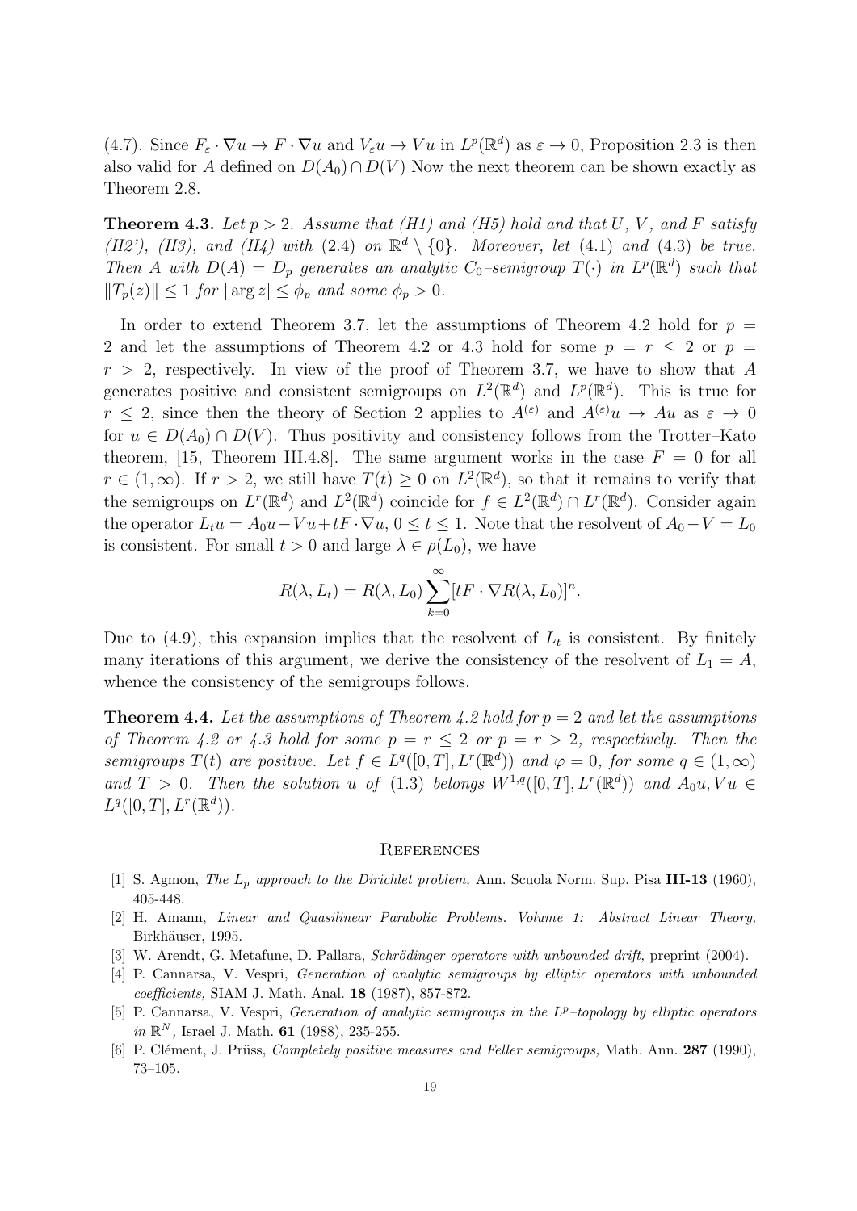(4.7). Since $F_\varepsilon \cdot \nabla u \to F \cdot \nabla u$ and $V_\varepsilon u \to Vu$ in $L^p(\mathbb{R}^d)$ as $\varepsilon \to 0$, Proposition 2.3 is then also valid for $A$ defined on $D(A_0) \cap D(V)$ Now the next theorem can be shown exactly as Theorem 2.8.

**Theorem 4.3.** *Let $p > 2$. Assume that (H1) and (H5) hold and that $U$, $V$, and $F$ satisfy (H2'), (H3), and (H4) with* (2.4) *on $\mathbb{R}^d \setminus \{0\}$. Moreover, let* (4.1) *and* (4.3) *be true. Then $A$ with $D(A) = D_p$ generates an analytic $C_0$–semigroup $T(\cdot)$ in $L^p(\mathbb{R}^d)$ such that $\|T_p(z)\| \le 1$ for $|\arg z| \le \phi_p$ and some $\phi_p > 0$.*

In order to extend Theorem 3.7, let the assumptions of Theorem 4.2 hold for $p = 2$ and let the assumptions of Theorem 4.2 or 4.3 hold for some $p = r \le 2$ or $p = r > 2$, respectively. In view of the proof of Theorem 3.7, we have to show that $A$ generates positive and consistent semigroups on $L^2(\mathbb{R}^d)$ and $L^p(\mathbb{R}^d)$. This is true for $r \le 2$, since then the theory of Section 2 applies to $A^{(\varepsilon)}$ and $A^{(\varepsilon)}u \to Au$ as $\varepsilon \to 0$ for $u \in D(A_0) \cap D(V)$. Thus positivity and consistency follows from the Trotter–Kato theorem, [15, Theorem III.4.8]. The same argument works in the case $F = 0$ for all $r \in (1, \infty)$. If $r > 2$, we still have $T(t) \ge 0$ on $L^2(\mathbb{R}^d)$, so that it remains to verify that the semigroups on $L^r(\mathbb{R}^d)$ and $L^2(\mathbb{R}^d)$ coincide for $f \in L^2(\mathbb{R}^d) \cap L^r(\mathbb{R}^d)$. Consider again the operator $L_t u = A_0 u - Vu + tF \cdot \nabla u$, $0 \le t \le 1$. Note that the resolvent of $A_0 - V = L_0$ is consistent. For small $t > 0$ and large $\lambda \in \rho(L_0)$, we have

$$R(\lambda, L_t) = R(\lambda, L_0) \sum_{k=0}^{\infty} [tF \cdot \nabla R(\lambda, L_0)]^n.$$

Due to (4.9), this expansion implies that the resolvent of $L_t$ is consistent. By finitely many iterations of this argument, we derive the consistency of the resolvent of $L_1 = A$, whence the consistency of the semigroups follows.

**Theorem 4.4.** *Let the assumptions of Theorem 4.2 hold for $p = 2$ and let the assumptions of Theorem 4.2 or 4.3 hold for some $p = r \le 2$ or $p = r > 2$, respectively. Then the semigroups $T(t)$ are positive. Let $f \in L^q([0,T], L^r(\mathbb{R}^d))$ and $\varphi = 0$, for some $q \in (1, \infty)$ and $T > 0$. Then the solution $u$ of* (1.3) *belongs $W^{1,q}([0,T], L^r(\mathbb{R}^d))$ and $A_0 u, Vu \in L^q([0,T], L^r(\mathbb{R}^d))$.*

## References

[1] S. Agmon, *The $L_p$ approach to the Dirichlet problem,* Ann. Scuola Norm. Sup. Pisa **III-13** (1960), 405-448.

[2] H. Amann, *Linear and Quasilinear Parabolic Problems. Volume 1: Abstract Linear Theory,* Birkhäuser, 1995.

[3] W. Arendt, G. Metafune, D. Pallara, *Schrödinger operators with unbounded drift,* preprint (2004).

[4] P. Cannarsa, V. Vespri, *Generation of analytic semigroups by elliptic operators with unbounded coefficients,* SIAM J. Math. Anal. **18** (1987), 857-872.

[5] P. Cannarsa, V. Vespri, *Generation of analytic semigroups in the $L^p$–topology by elliptic operators in $\mathbb{R}^N$,* Israel J. Math. **61** (1988), 235-255.

[6] P. Clément, J. Prüss, *Completely positive measures and Feller semigroups,* Math. Ann. **287** (1990), 73–105.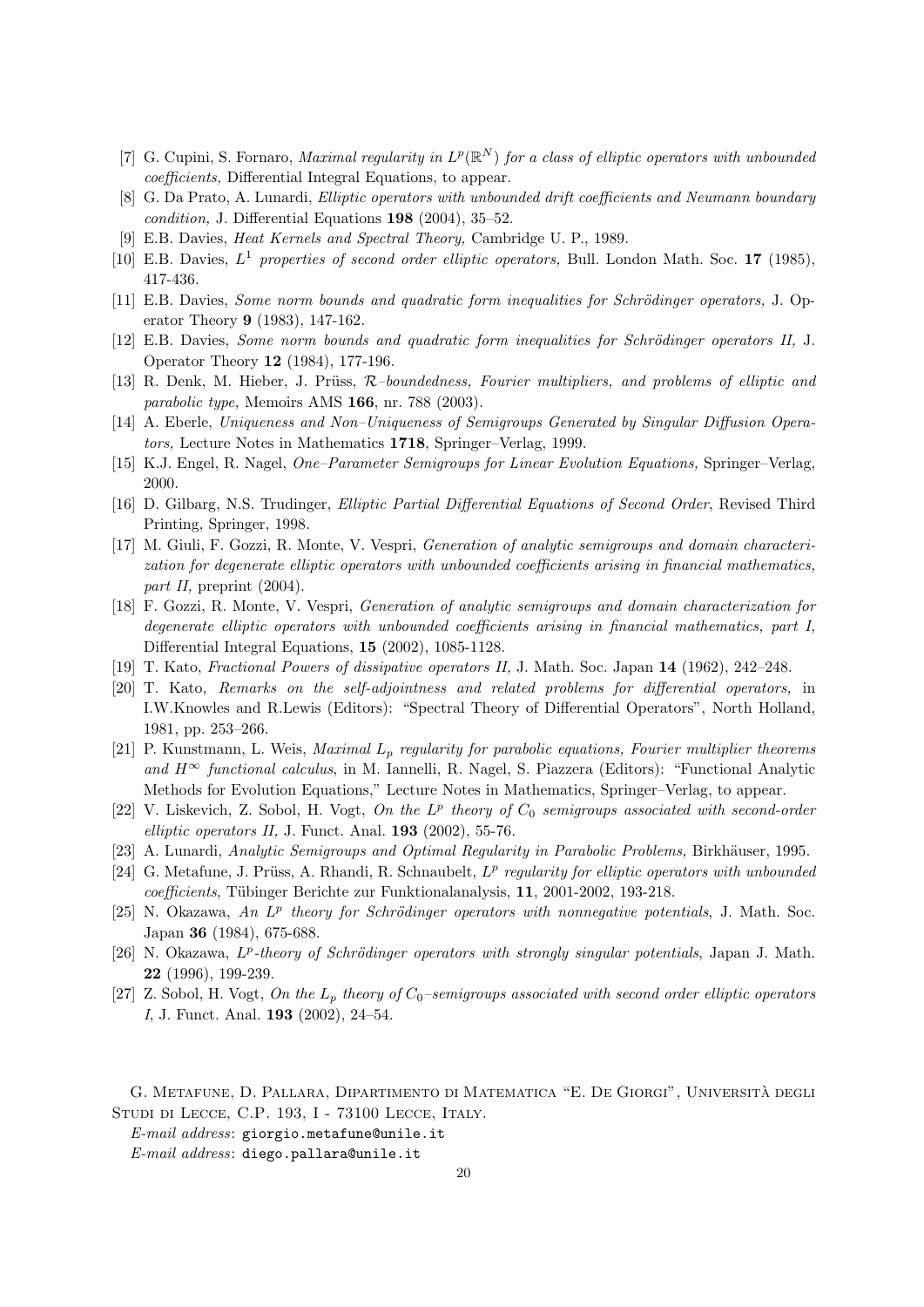[7] G. Cupini, S. Fornaro, *Maximal regularity in $L^p(\mathbb{R}^N)$ for a class of elliptic operators with unbounded coefficients,* Differential Integral Equations, to appear.

[8] G. Da Prato, A. Lunardi, *Elliptic operators with unbounded drift coefficients and Neumann boundary condition,* J. Differential Equations **198** (2004), 35–52.

[9] E.B. Davies, *Heat Kernels and Spectral Theory,* Cambridge U. P., 1989.

[10] E.B. Davies, *$L^1$ properties of second order elliptic operators,* Bull. London Math. Soc. **17** (1985), 417-436.

[11] E.B. Davies, *Some norm bounds and quadratic form inequalities for Schrödinger operators,* J. Operator Theory **9** (1983), 147-162.

[12] E.B. Davies, *Some norm bounds and quadratic form inequalities for Schrödinger operators II,* J. Operator Theory **12** (1984), 177-196.

[13] R. Denk, M. Hieber, J. Prüss, *$\mathcal{R}$–boundedness, Fourier multipliers, and problems of elliptic and parabolic type,* Memoirs AMS **166**, nr. 788 (2003).

[14] A. Eberle, *Uniqueness and Non–Uniqueness of Semigroups Generated by Singular Diffusion Operators,* Lecture Notes in Mathematics **1718**, Springer–Verlag, 1999.

[15] K.J. Engel, R. Nagel, *One–Parameter Semigroups for Linear Evolution Equations,* Springer–Verlag, 2000.

[16] D. Gilbarg, N.S. Trudinger, *Elliptic Partial Differential Equations of Second Order*, Revised Third Printing, Springer, 1998.

[17] M. Giuli, F. Gozzi, R. Monte, V. Vespri, *Generation of analytic semigroups and domain characterization for degenerate elliptic operators with unbounded coefficients arising in financial mathematics, part II,* preprint (2004).

[18] F. Gozzi, R. Monte, V. Vespri, *Generation of analytic semigroups and domain characterization for degenerate elliptic operators with unbounded coefficients arising in financial mathematics, part I,* Differential Integral Equations, **15** (2002), 1085-1128.

[19] T. Kato, *Fractional Powers of dissipative operators II,* J. Math. Soc. Japan **14** (1962), 242–248.

[20] T. Kato, *Remarks on the self-adjointness and related problems for differential operators,* in I.W.Knowles and R.Lewis (Editors): "Spectral Theory of Differential Operators", North Holland, 1981, pp. 253–266.

[21] P. Kunstmann, L. Weis, *Maximal $L_p$ regularity for parabolic equations, Fourier multiplier theorems and $H^\infty$ functional calculus*, in M. Iannelli, R. Nagel, S. Piazzera (Editors): "Functional Analytic Methods for Evolution Equations," Lecture Notes in Mathematics, Springer–Verlag, to appear.

[22] V. Liskevich, Z. Sobol, H. Vogt, *On the $L^p$ theory of $C_0$ semigroups associated with second-order elliptic operators II,* J. Funct. Anal. **193** (2002), 55-76.

[23] A. Lunardi, *Analytic Semigroups and Optimal Regularity in Parabolic Problems,* Birkhäuser, 1995.

[24] G. Metafune, J. Prüss, A. Rhandi, R. Schnaubelt, *$L^p$ regularity for elliptic operators with unbounded coefficients*, Tübinger Berichte zur Funktionalanalysis, **11**, 2001-2002, 193-218.

[25] N. Okazawa, *An $L^p$ theory for Schrödinger operators with nonnegative potentials*, J. Math. Soc. Japan **36** (1984), 675-688.

[26] N. Okazawa, *$L^p$-theory of Schrödinger operators with strongly singular potentials*, Japan J. Math. **22** (1996), 199-239.

[27] Z. Sobol, H. Vogt, *On the $L_p$ theory of $C_0$–semigroups associated with second order elliptic operators I*, J. Funct. Anal. **193** (2002), 24–54.

G. Metafune, D. Pallara, Dipartimento di Matematica "E. De Giorgi", Università degli Studi di Lecce, C.P. 193, I - 73100 Lecce, Italy.

*E-mail address*: giorgio.metafune@unile.it

*E-mail address*: diego.pallara@unile.it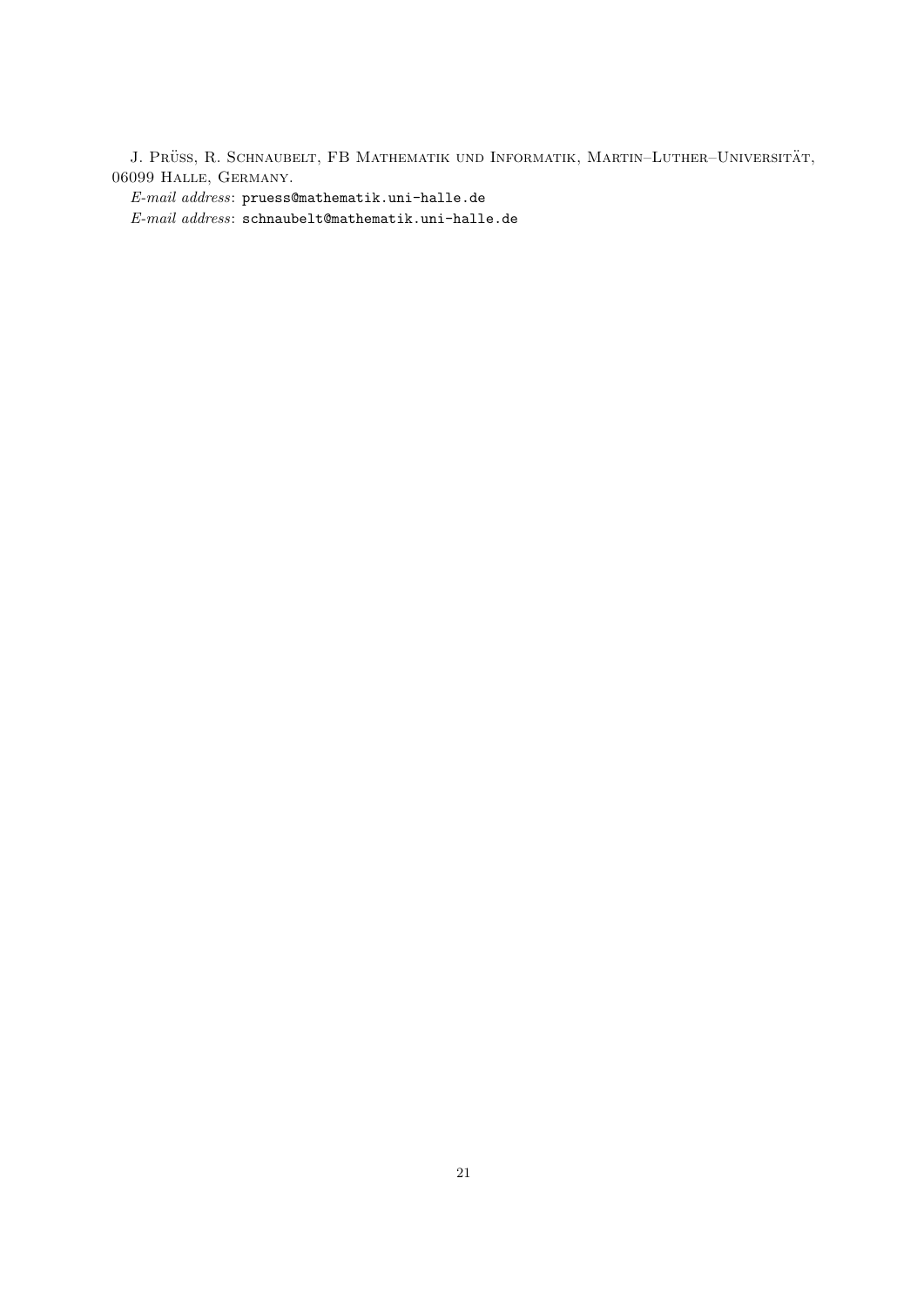J. Prüss, R. Schnaubelt, FB Mathematik und Informatik, Martin–Luther–Universität, 06099 Halle, Germany.

*E-mail address*: `pruess@mathematik.uni-halle.de`

*E-mail address*: `schnaubelt@mathematik.uni-halle.de`